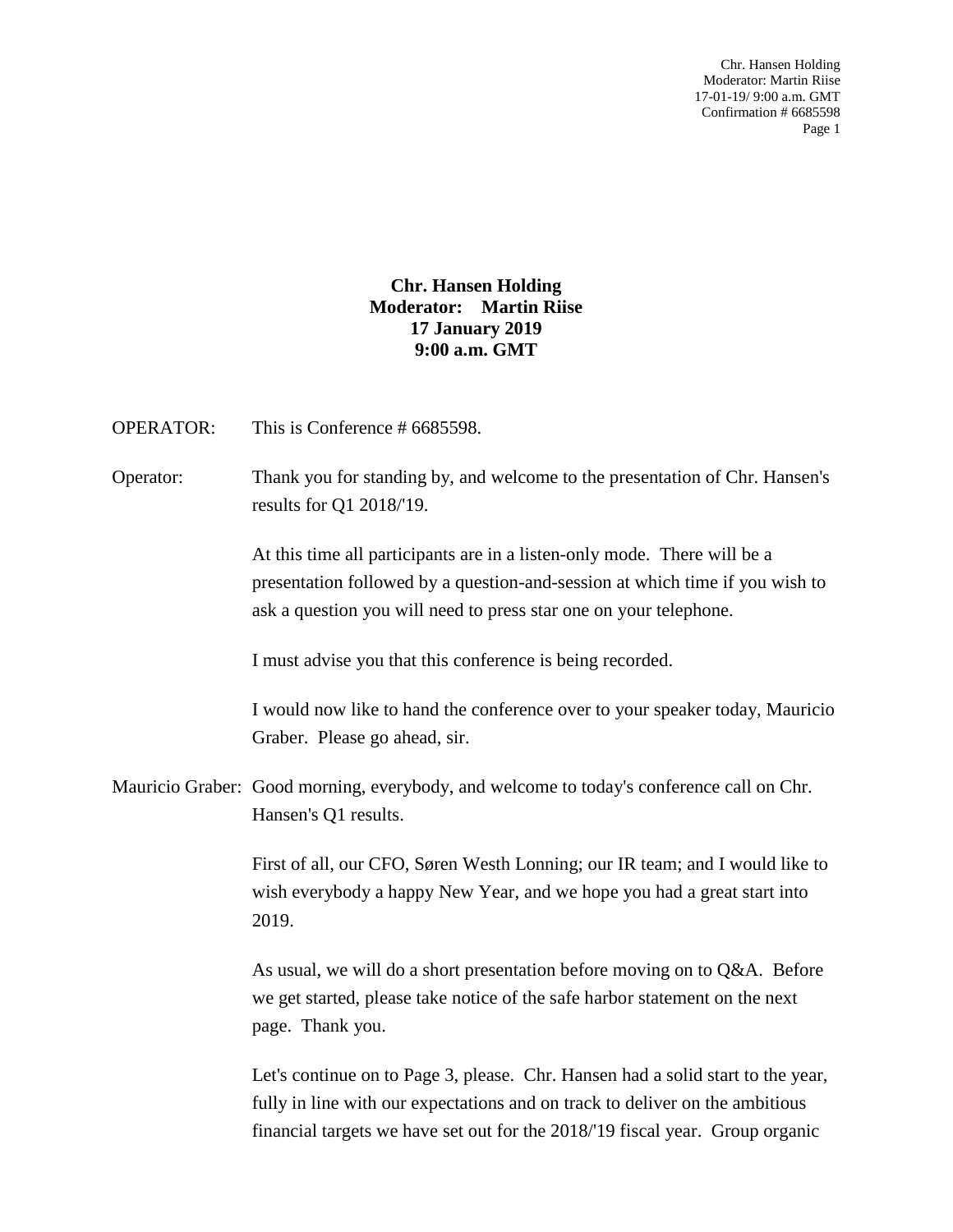**Chr. Hansen Holding**
**Moderator: Martin Riise**
**17 January 2019**
**9:00 a.m. GMT**

OPERATOR: This is Conference # 6685598.

Operator: Thank you for standing by, and welcome to the presentation of Chr. Hansen's results for Q1 2018/'19.

At this time all participants are in a listen-only mode. There will be a presentation followed by a question-and-session at which time if you wish to ask a question you will need to press star one on your telephone.

I must advise you that this conference is being recorded.

I would now like to hand the conference over to your speaker today, Mauricio Graber. Please go ahead, sir.

Mauricio Graber: Good morning, everybody, and welcome to today's conference call on Chr. Hansen's Q1 results.

First of all, our CFO, Søren Westh Lonning; our IR team; and I would like to wish everybody a happy New Year, and we hope you had a great start into 2019.

As usual, we will do a short presentation before moving on to Q&A. Before we get started, please take notice of the safe harbor statement on the next page. Thank you.

Let's continue on to Page 3, please. Chr. Hansen had a solid start to the year, fully in line with our expectations and on track to deliver on the ambitious financial targets we have set out for the 2018/'19 fiscal year. Group organic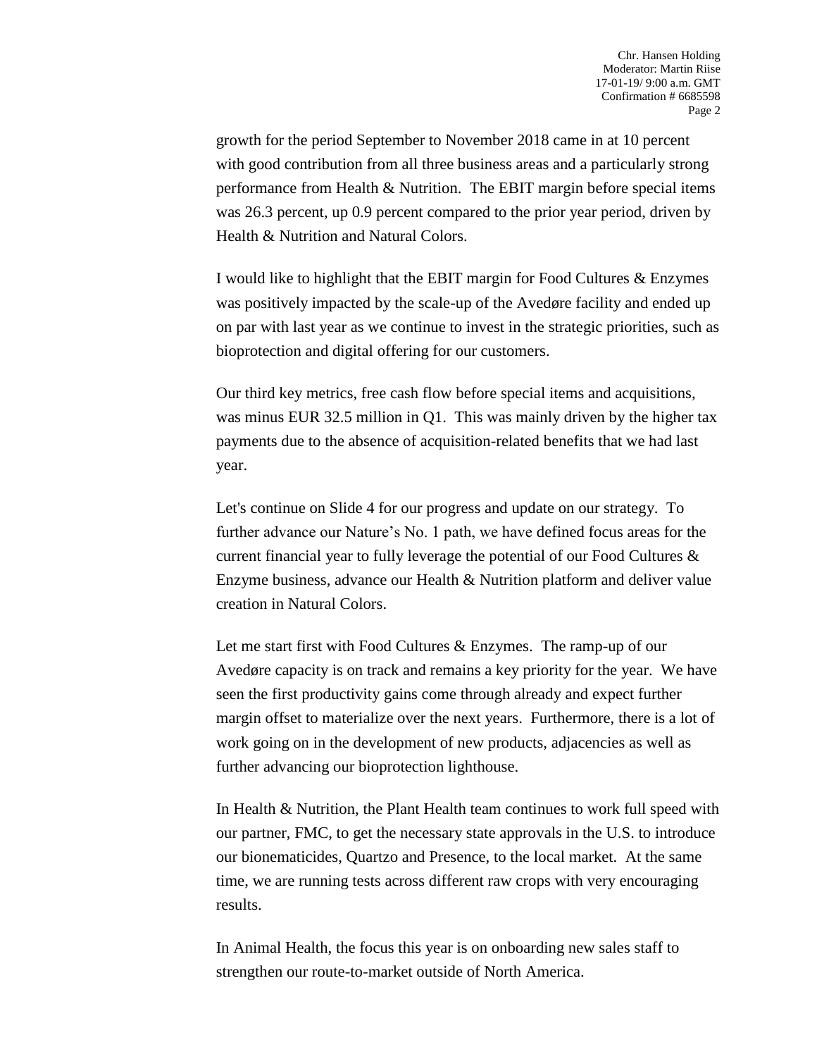growth for the period September to November 2018 came in at 10 percent with good contribution from all three business areas and a particularly strong performance from Health & Nutrition. The EBIT margin before special items was 26.3 percent, up 0.9 percent compared to the prior year period, driven by Health & Nutrition and Natural Colors.

I would like to highlight that the EBIT margin for Food Cultures & Enzymes was positively impacted by the scale-up of the Avedøre facility and ended up on par with last year as we continue to invest in the strategic priorities, such as bioprotection and digital offering for our customers.

Our third key metrics, free cash flow before special items and acquisitions, was minus EUR 32.5 million in Q1. This was mainly driven by the higher tax payments due to the absence of acquisition-related benefits that we had last year.

Let's continue on Slide 4 for our progress and update on our strategy. To further advance our Nature's No. 1 path, we have defined focus areas for the current financial year to fully leverage the potential of our Food Cultures & Enzyme business, advance our Health & Nutrition platform and deliver value creation in Natural Colors.

Let me start first with Food Cultures & Enzymes. The ramp-up of our Avedøre capacity is on track and remains a key priority for the year. We have seen the first productivity gains come through already and expect further margin offset to materialize over the next years. Furthermore, there is a lot of work going on in the development of new products, adjacencies as well as further advancing our bioprotection lighthouse.

In Health & Nutrition, the Plant Health team continues to work full speed with our partner, FMC, to get the necessary state approvals in the U.S. to introduce our bionematicides, Quartzo and Presence, to the local market. At the same time, we are running tests across different raw crops with very encouraging results.

In Animal Health, the focus this year is on onboarding new sales staff to strengthen our route-to-market outside of North America.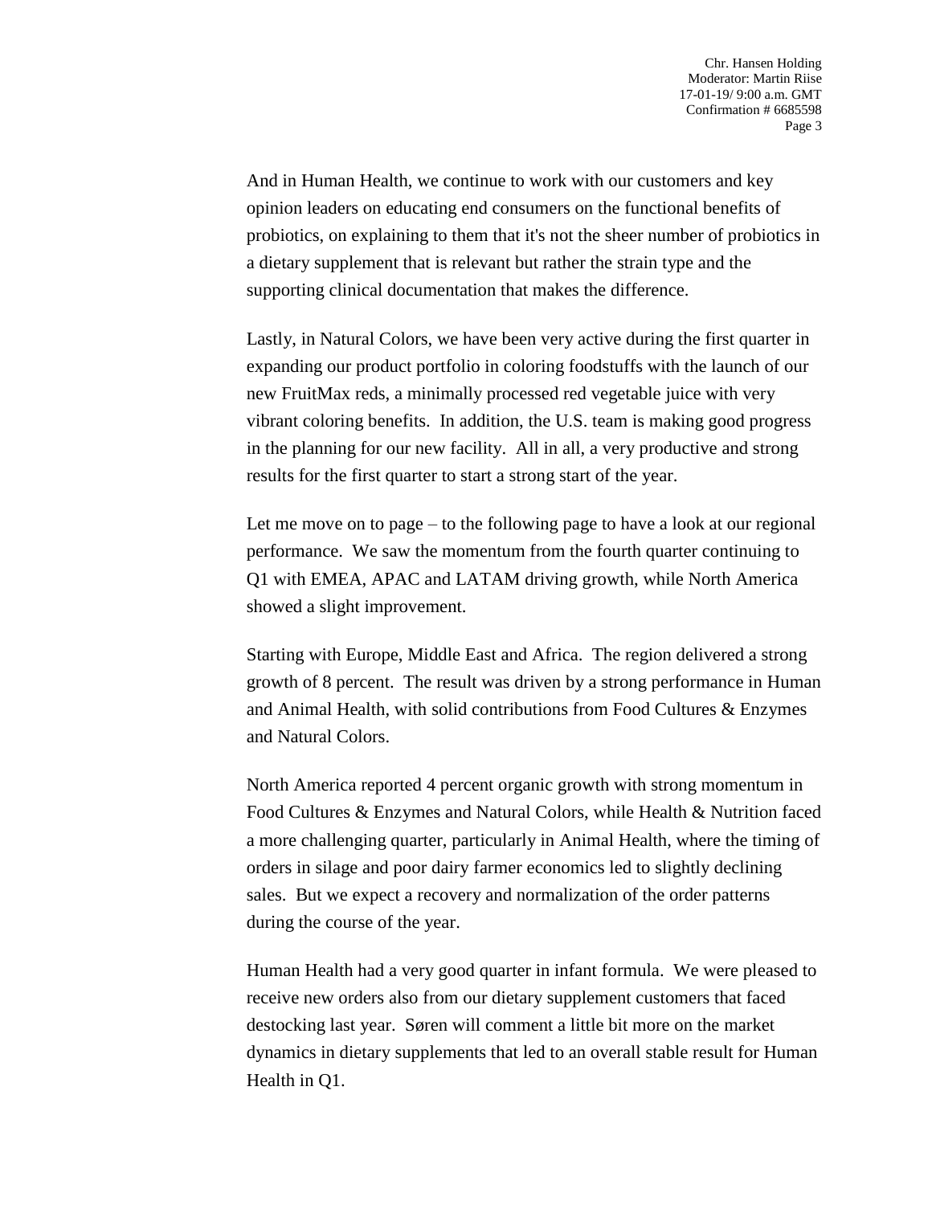And in Human Health, we continue to work with our customers and key opinion leaders on educating end consumers on the functional benefits of probiotics, on explaining to them that it's not the sheer number of probiotics in a dietary supplement that is relevant but rather the strain type and the supporting clinical documentation that makes the difference.

Lastly, in Natural Colors, we have been very active during the first quarter in expanding our product portfolio in coloring foodstuffs with the launch of our new FruitMax reds, a minimally processed red vegetable juice with very vibrant coloring benefits. In addition, the U.S. team is making good progress in the planning for our new facility. All in all, a very productive and strong results for the first quarter to start a strong start of the year.

Let me move on to page – to the following page to have a look at our regional performance. We saw the momentum from the fourth quarter continuing to Q1 with EMEA, APAC and LATAM driving growth, while North America showed a slight improvement.

Starting with Europe, Middle East and Africa. The region delivered a strong growth of 8 percent. The result was driven by a strong performance in Human and Animal Health, with solid contributions from Food Cultures & Enzymes and Natural Colors.

North America reported 4 percent organic growth with strong momentum in Food Cultures & Enzymes and Natural Colors, while Health & Nutrition faced a more challenging quarter, particularly in Animal Health, where the timing of orders in silage and poor dairy farmer economics led to slightly declining sales. But we expect a recovery and normalization of the order patterns during the course of the year.

Human Health had a very good quarter in infant formula. We were pleased to receive new orders also from our dietary supplement customers that faced destocking last year. Søren will comment a little bit more on the market dynamics in dietary supplements that led to an overall stable result for Human Health in Q1.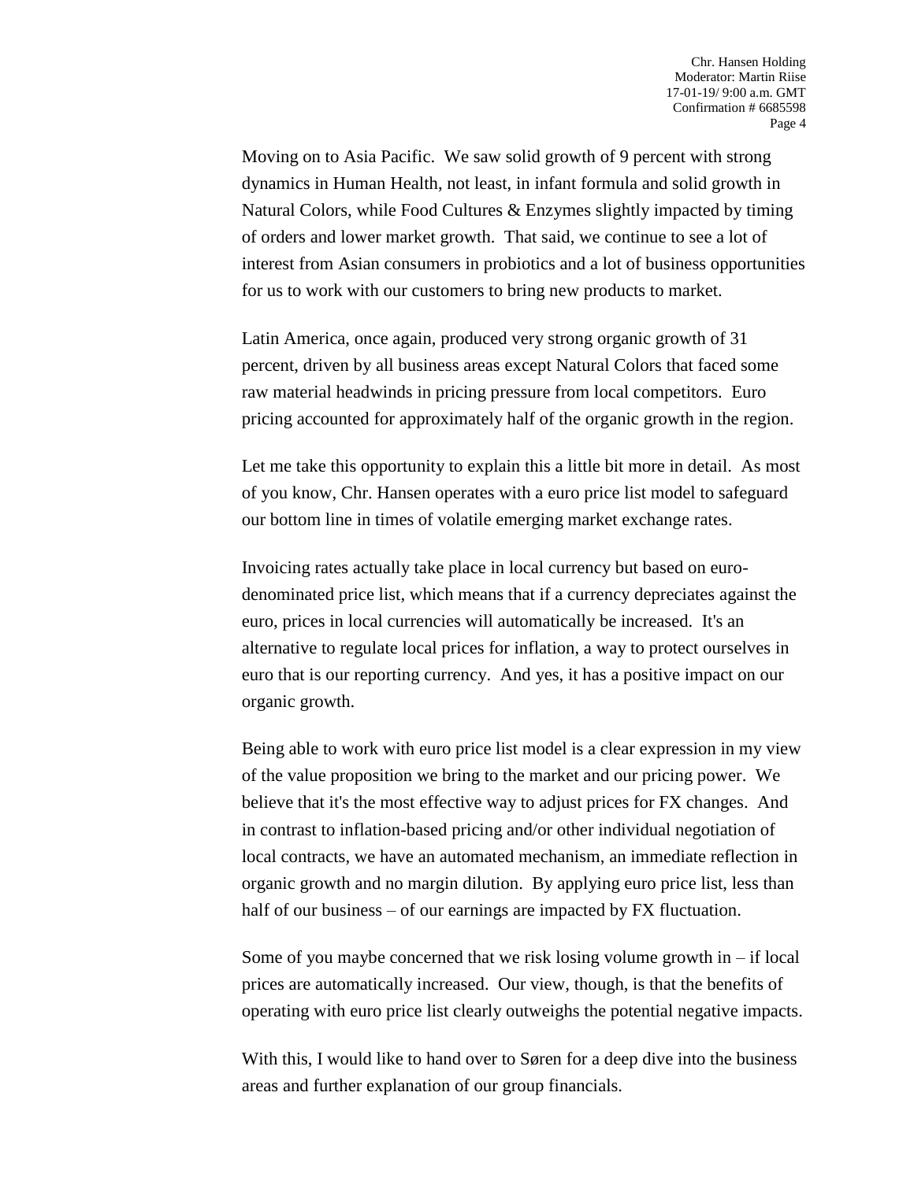Moving on to Asia Pacific. We saw solid growth of 9 percent with strong dynamics in Human Health, not least, in infant formula and solid growth in Natural Colors, while Food Cultures & Enzymes slightly impacted by timing of orders and lower market growth. That said, we continue to see a lot of interest from Asian consumers in probiotics and a lot of business opportunities for us to work with our customers to bring new products to market.

Latin America, once again, produced very strong organic growth of 31 percent, driven by all business areas except Natural Colors that faced some raw material headwinds in pricing pressure from local competitors. Euro pricing accounted for approximately half of the organic growth in the region.

Let me take this opportunity to explain this a little bit more in detail. As most of you know, Chr. Hansen operates with a euro price list model to safeguard our bottom line in times of volatile emerging market exchange rates.

Invoicing rates actually take place in local currency but based on euro-denominated price list, which means that if a currency depreciates against the euro, prices in local currencies will automatically be increased. It's an alternative to regulate local prices for inflation, a way to protect ourselves in euro that is our reporting currency. And yes, it has a positive impact on our organic growth.

Being able to work with euro price list model is a clear expression in my view of the value proposition we bring to the market and our pricing power. We believe that it's the most effective way to adjust prices for FX changes. And in contrast to inflation-based pricing and/or other individual negotiation of local contracts, we have an automated mechanism, an immediate reflection in organic growth and no margin dilution. By applying euro price list, less than half of our business – of our earnings are impacted by FX fluctuation.

Some of you maybe concerned that we risk losing volume growth in – if local prices are automatically increased. Our view, though, is that the benefits of operating with euro price list clearly outweighs the potential negative impacts.

With this, I would like to hand over to Søren for a deep dive into the business areas and further explanation of our group financials.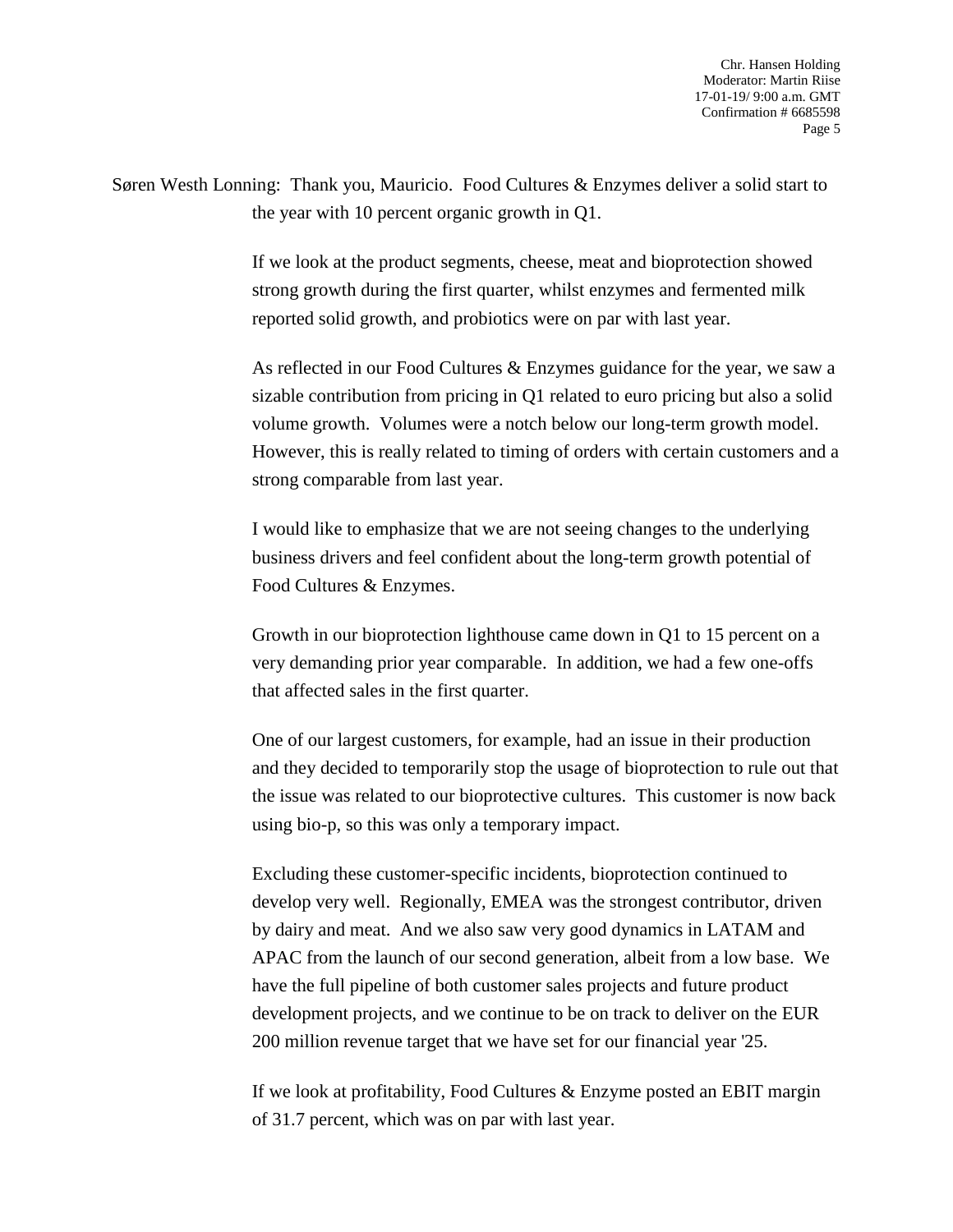Søren Westh Lonning: Thank you, Mauricio. Food Cultures & Enzymes deliver a solid start to the year with 10 percent organic growth in Q1.

If we look at the product segments, cheese, meat and bioprotection showed strong growth during the first quarter, whilst enzymes and fermented milk reported solid growth, and probiotics were on par with last year.

As reflected in our Food Cultures & Enzymes guidance for the year, we saw a sizable contribution from pricing in Q1 related to euro pricing but also a solid volume growth. Volumes were a notch below our long-term growth model. However, this is really related to timing of orders with certain customers and a strong comparable from last year.

I would like to emphasize that we are not seeing changes to the underlying business drivers and feel confident about the long-term growth potential of Food Cultures & Enzymes.

Growth in our bioprotection lighthouse came down in Q1 to 15 percent on a very demanding prior year comparable. In addition, we had a few one-offs that affected sales in the first quarter.

One of our largest customers, for example, had an issue in their production and they decided to temporarily stop the usage of bioprotection to rule out that the issue was related to our bioprotective cultures. This customer is now back using bio-p, so this was only a temporary impact.

Excluding these customer-specific incidents, bioprotection continued to develop very well. Regionally, EMEA was the strongest contributor, driven by dairy and meat. And we also saw very good dynamics in LATAM and APAC from the launch of our second generation, albeit from a low base. We have the full pipeline of both customer sales projects and future product development projects, and we continue to be on track to deliver on the EUR 200 million revenue target that we have set for our financial year '25.

If we look at profitability, Food Cultures & Enzyme posted an EBIT margin of 31.7 percent, which was on par with last year.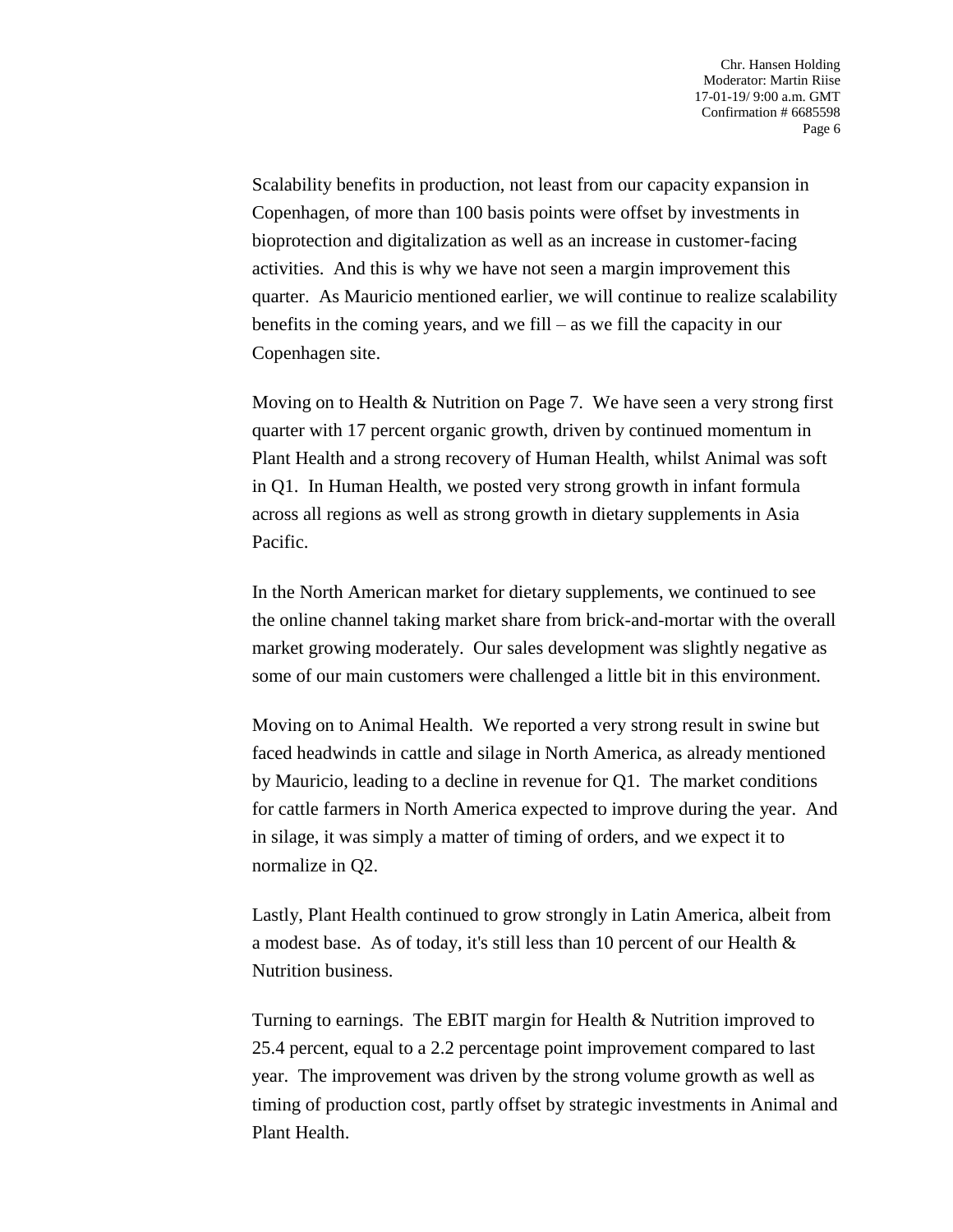Scalability benefits in production, not least from our capacity expansion in Copenhagen, of more than 100 basis points were offset by investments in bioprotection and digitalization as well as an increase in customer-facing activities. And this is why we have not seen a margin improvement this quarter. As Mauricio mentioned earlier, we will continue to realize scalability benefits in the coming years, and we fill – as we fill the capacity in our Copenhagen site.

Moving on to Health & Nutrition on Page 7. We have seen a very strong first quarter with 17 percent organic growth, driven by continued momentum in Plant Health and a strong recovery of Human Health, whilst Animal was soft in Q1. In Human Health, we posted very strong growth in infant formula across all regions as well as strong growth in dietary supplements in Asia Pacific.

In the North American market for dietary supplements, we continued to see the online channel taking market share from brick-and-mortar with the overall market growing moderately. Our sales development was slightly negative as some of our main customers were challenged a little bit in this environment.

Moving on to Animal Health. We reported a very strong result in swine but faced headwinds in cattle and silage in North America, as already mentioned by Mauricio, leading to a decline in revenue for Q1. The market conditions for cattle farmers in North America expected to improve during the year. And in silage, it was simply a matter of timing of orders, and we expect it to normalize in Q2.

Lastly, Plant Health continued to grow strongly in Latin America, albeit from a modest base. As of today, it's still less than 10 percent of our Health & Nutrition business.

Turning to earnings. The EBIT margin for Health & Nutrition improved to 25.4 percent, equal to a 2.2 percentage point improvement compared to last year. The improvement was driven by the strong volume growth as well as timing of production cost, partly offset by strategic investments in Animal and Plant Health.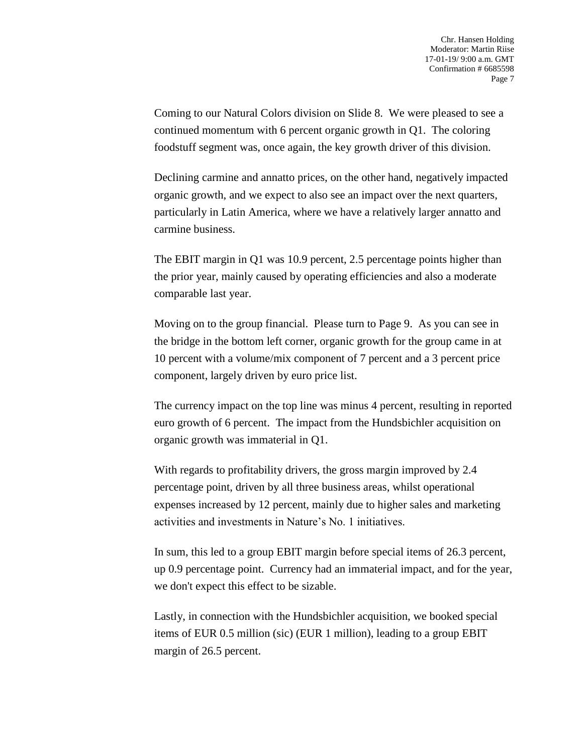Coming to our Natural Colors division on Slide 8. We were pleased to see a continued momentum with 6 percent organic growth in Q1. The coloring foodstuff segment was, once again, the key growth driver of this division.

Declining carmine and annatto prices, on the other hand, negatively impacted organic growth, and we expect to also see an impact over the next quarters, particularly in Latin America, where we have a relatively larger annatto and carmine business.

The EBIT margin in Q1 was 10.9 percent, 2.5 percentage points higher than the prior year, mainly caused by operating efficiencies and also a moderate comparable last year.

Moving on to the group financial. Please turn to Page 9. As you can see in the bridge in the bottom left corner, organic growth for the group came in at 10 percent with a volume/mix component of 7 percent and a 3 percent price component, largely driven by euro price list.

The currency impact on the top line was minus 4 percent, resulting in reported euro growth of 6 percent. The impact from the Hundsbichler acquisition on organic growth was immaterial in Q1.

With regards to profitability drivers, the gross margin improved by 2.4 percentage point, driven by all three business areas, whilst operational expenses increased by 12 percent, mainly due to higher sales and marketing activities and investments in Nature's No. 1 initiatives.

In sum, this led to a group EBIT margin before special items of 26.3 percent, up 0.9 percentage point. Currency had an immaterial impact, and for the year, we don't expect this effect to be sizable.

Lastly, in connection with the Hundsbichler acquisition, we booked special items of EUR 0.5 million (sic) (EUR 1 million), leading to a group EBIT margin of 26.5 percent.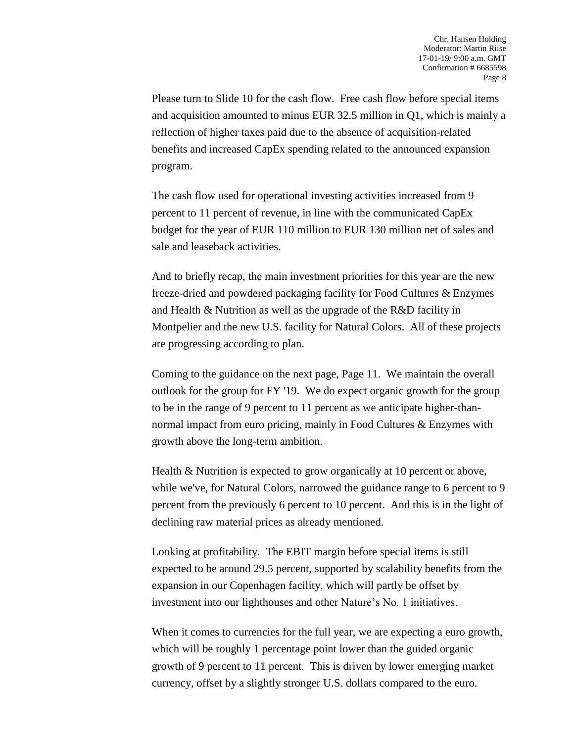Please turn to Slide 10 for the cash flow. Free cash flow before special items and acquisition amounted to minus EUR 32.5 million in Q1, which is mainly a reflection of higher taxes paid due to the absence of acquisition-related benefits and increased CapEx spending related to the announced expansion program.

The cash flow used for operational investing activities increased from 9 percent to 11 percent of revenue, in line with the communicated CapEx budget for the year of EUR 110 million to EUR 130 million net of sales and sale and leaseback activities.

And to briefly recap, the main investment priorities for this year are the new freeze-dried and powdered packaging facility for Food Cultures & Enzymes and Health & Nutrition as well as the upgrade of the R&D facility in Montpelier and the new U.S. facility for Natural Colors. All of these projects are progressing according to plan.

Coming to the guidance on the next page, Page 11. We maintain the overall outlook for the group for FY '19. We do expect organic growth for the group to be in the range of 9 percent to 11 percent as we anticipate higher-than-normal impact from euro pricing, mainly in Food Cultures & Enzymes with growth above the long-term ambition.

Health & Nutrition is expected to grow organically at 10 percent or above, while we've, for Natural Colors, narrowed the guidance range to 6 percent to 9 percent from the previously 6 percent to 10 percent. And this is in the light of declining raw material prices as already mentioned.

Looking at profitability. The EBIT margin before special items is still expected to be around 29.5 percent, supported by scalability benefits from the expansion in our Copenhagen facility, which will partly be offset by investment into our lighthouses and other Nature's No. 1 initiatives.

When it comes to currencies for the full year, we are expecting a euro growth, which will be roughly 1 percentage point lower than the guided organic growth of 9 percent to 11 percent. This is driven by lower emerging market currency, offset by a slightly stronger U.S. dollars compared to the euro.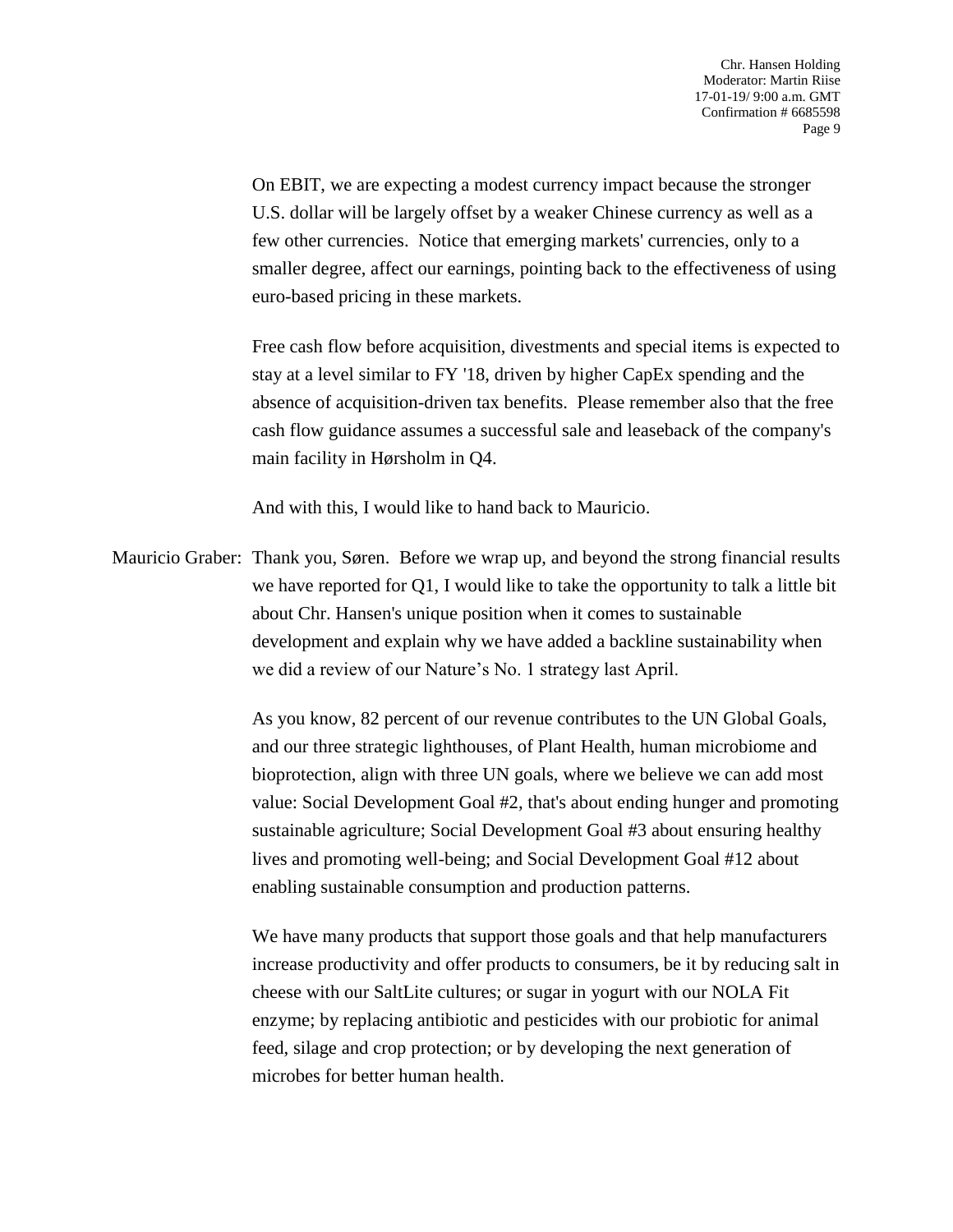On EBIT, we are expecting a modest currency impact because the stronger U.S. dollar will be largely offset by a weaker Chinese currency as well as a few other currencies. Notice that emerging markets' currencies, only to a smaller degree, affect our earnings, pointing back to the effectiveness of using euro-based pricing in these markets.

Free cash flow before acquisition, divestments and special items is expected to stay at a level similar to FY '18, driven by higher CapEx spending and the absence of acquisition-driven tax benefits. Please remember also that the free cash flow guidance assumes a successful sale and leaseback of the company's main facility in Hørsholm in Q4.

And with this, I would like to hand back to Mauricio.

Mauricio Graber: Thank you, Søren. Before we wrap up, and beyond the strong financial results we have reported for Q1, I would like to take the opportunity to talk a little bit about Chr. Hansen's unique position when it comes to sustainable development and explain why we have added a backline sustainability when we did a review of our Nature's No. 1 strategy last April.

As you know, 82 percent of our revenue contributes to the UN Global Goals, and our three strategic lighthouses, of Plant Health, human microbiome and bioprotection, align with three UN goals, where we believe we can add most value: Social Development Goal #2, that's about ending hunger and promoting sustainable agriculture; Social Development Goal #3 about ensuring healthy lives and promoting well-being; and Social Development Goal #12 about enabling sustainable consumption and production patterns.

We have many products that support those goals and that help manufacturers increase productivity and offer products to consumers, be it by reducing salt in cheese with our SaltLite cultures; or sugar in yogurt with our NOLA Fit enzyme; by replacing antibiotic and pesticides with our probiotic for animal feed, silage and crop protection; or by developing the next generation of microbes for better human health.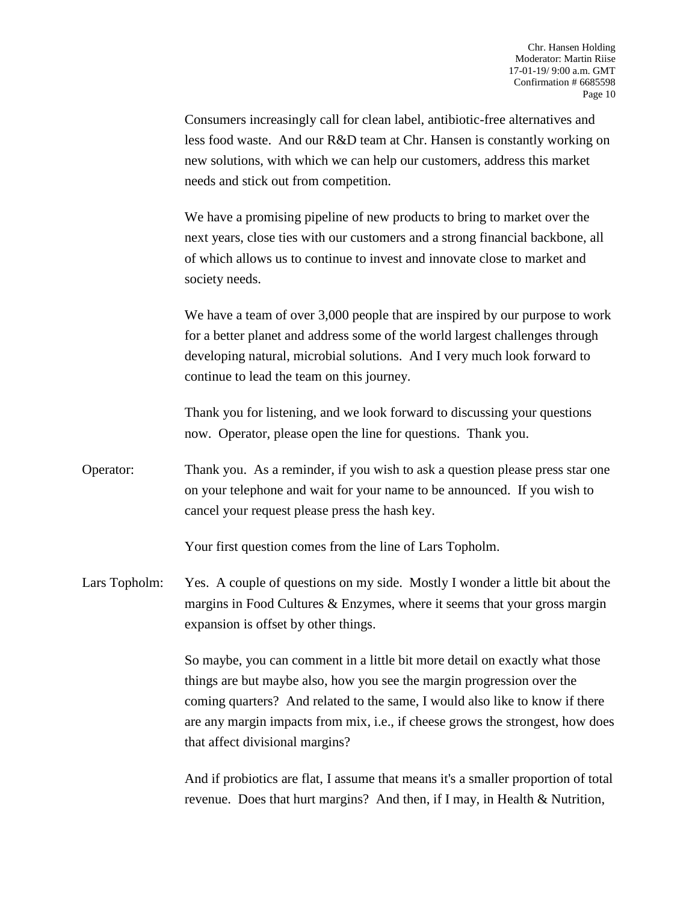Consumers increasingly call for clean label, antibiotic-free alternatives and less food waste. And our R&D team at Chr. Hansen is constantly working on new solutions, with which we can help our customers, address this market needs and stick out from competition.

We have a promising pipeline of new products to bring to market over the next years, close ties with our customers and a strong financial backbone, all of which allows us to continue to invest and innovate close to market and society needs.

We have a team of over 3,000 people that are inspired by our purpose to work for a better planet and address some of the world largest challenges through developing natural, microbial solutions. And I very much look forward to continue to lead the team on this journey.

Thank you for listening, and we look forward to discussing your questions now. Operator, please open the line for questions. Thank you.

Operator: Thank you. As a reminder, if you wish to ask a question please press star one on your telephone and wait for your name to be announced. If you wish to cancel your request please press the hash key.

Your first question comes from the line of Lars Topholm.

Lars Topholm: Yes. A couple of questions on my side. Mostly I wonder a little bit about the margins in Food Cultures & Enzymes, where it seems that your gross margin expansion is offset by other things.

So maybe, you can comment in a little bit more detail on exactly what those things are but maybe also, how you see the margin progression over the coming quarters? And related to the same, I would also like to know if there are any margin impacts from mix, i.e., if cheese grows the strongest, how does that affect divisional margins?

And if probiotics are flat, I assume that means it's a smaller proportion of total revenue. Does that hurt margins? And then, if I may, in Health & Nutrition,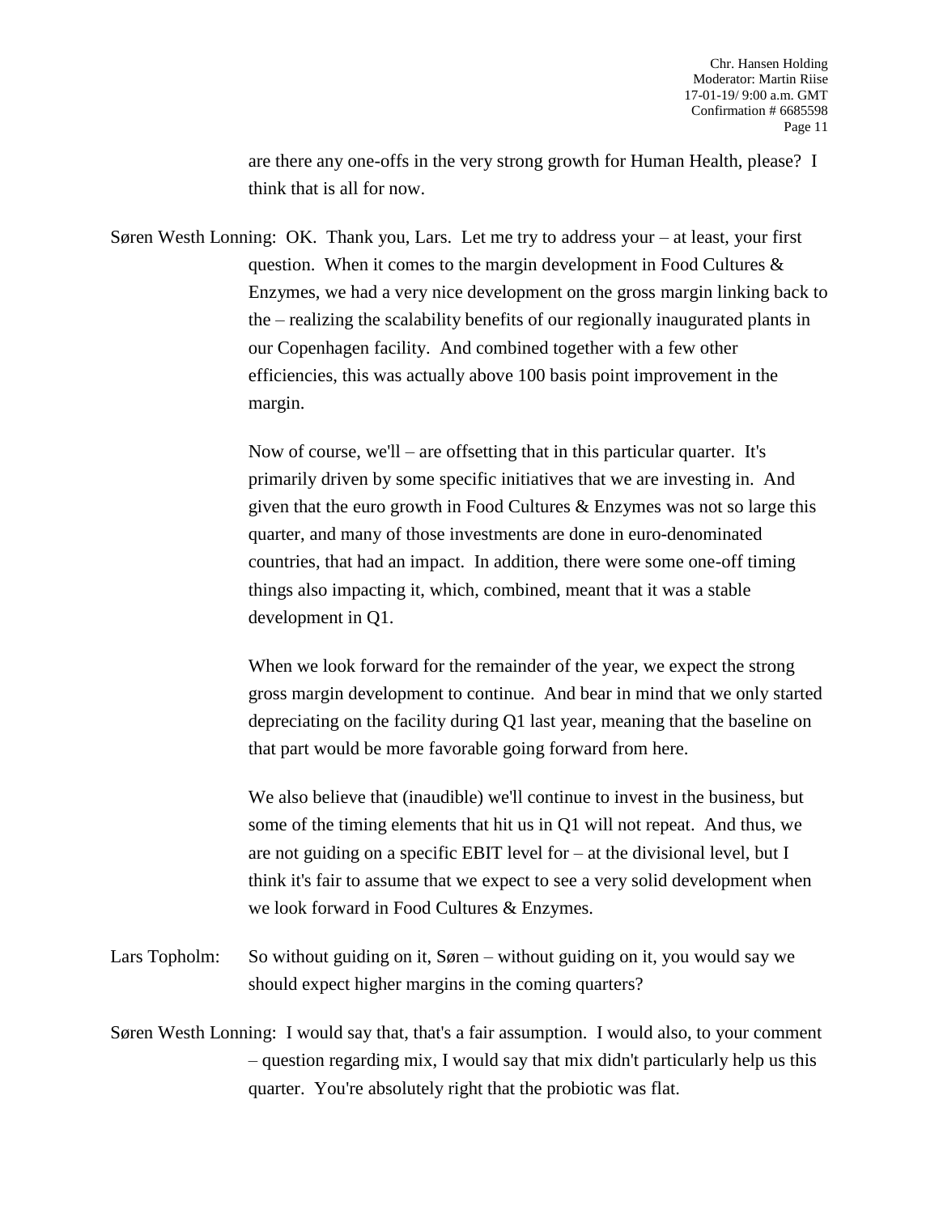are there any one-offs in the very strong growth for Human Health, please? I think that is all for now.

Søren Westh Lonning: OK. Thank you, Lars. Let me try to address your – at least, your first question. When it comes to the margin development in Food Cultures & Enzymes, we had a very nice development on the gross margin linking back to the – realizing the scalability benefits of our regionally inaugurated plants in our Copenhagen facility. And combined together with a few other efficiencies, this was actually above 100 basis point improvement in the margin.

Now of course, we'll – are offsetting that in this particular quarter. It's primarily driven by some specific initiatives that we are investing in. And given that the euro growth in Food Cultures & Enzymes was not so large this quarter, and many of those investments are done in euro-denominated countries, that had an impact. In addition, there were some one-off timing things also impacting it, which, combined, meant that it was a stable development in Q1.

When we look forward for the remainder of the year, we expect the strong gross margin development to continue. And bear in mind that we only started depreciating on the facility during Q1 last year, meaning that the baseline on that part would be more favorable going forward from here.

We also believe that (inaudible) we'll continue to invest in the business, but some of the timing elements that hit us in Q1 will not repeat. And thus, we are not guiding on a specific EBIT level for – at the divisional level, but I think it's fair to assume that we expect to see a very solid development when we look forward in Food Cultures & Enzymes.

Lars Topholm: So without guiding on it, Søren – without guiding on it, you would say we should expect higher margins in the coming quarters?

Søren Westh Lonning: I would say that, that's a fair assumption. I would also, to your comment – question regarding mix, I would say that mix didn't particularly help us this quarter. You're absolutely right that the probiotic was flat.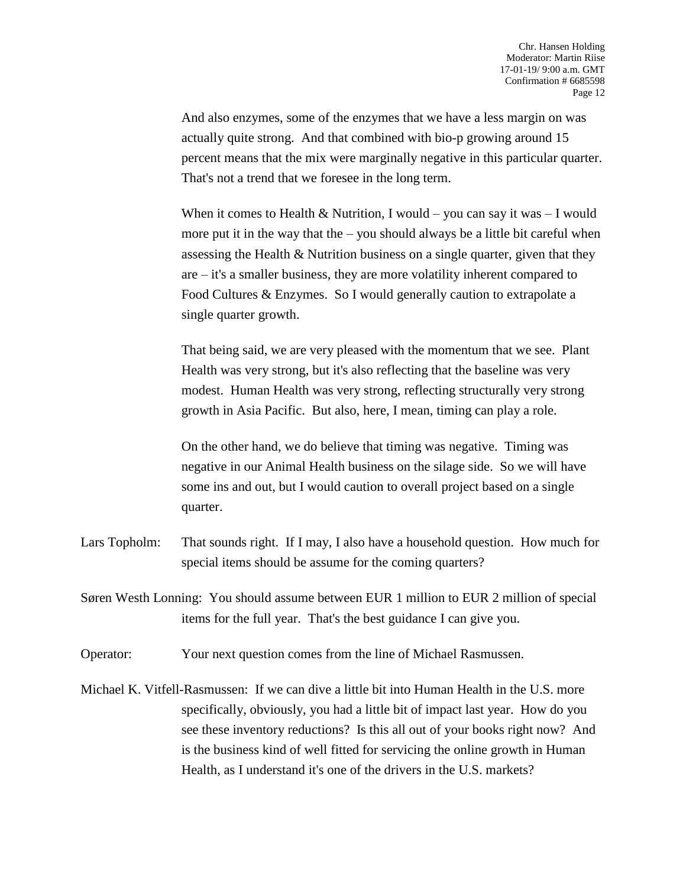And also enzymes, some of the enzymes that we have a less margin on was actually quite strong. And that combined with bio-p growing around 15 percent means that the mix were marginally negative in this particular quarter. That's not a trend that we foresee in the long term.

When it comes to Health & Nutrition, I would – you can say it was – I would more put it in the way that the – you should always be a little bit careful when assessing the Health & Nutrition business on a single quarter, given that they are – it's a smaller business, they are more volatility inherent compared to Food Cultures & Enzymes. So I would generally caution to extrapolate a single quarter growth.

That being said, we are very pleased with the momentum that we see. Plant Health was very strong, but it's also reflecting that the baseline was very modest. Human Health was very strong, reflecting structurally very strong growth in Asia Pacific. But also, here, I mean, timing can play a role.

On the other hand, we do believe that timing was negative. Timing was negative in our Animal Health business on the silage side. So we will have some ins and out, but I would caution to overall project based on a single quarter.

Lars Topholm: That sounds right. If I may, I also have a household question. How much for special items should be assume for the coming quarters?

Søren Westh Lonning: You should assume between EUR 1 million to EUR 2 million of special items for the full year. That's the best guidance I can give you.

Operator: Your next question comes from the line of Michael Rasmussen.

Michael K. Vitfell-Rasmussen: If we can dive a little bit into Human Health in the U.S. more specifically, obviously, you had a little bit of impact last year. How do you see these inventory reductions? Is this all out of your books right now? And is the business kind of well fitted for servicing the online growth in Human Health, as I understand it's one of the drivers in the U.S. markets?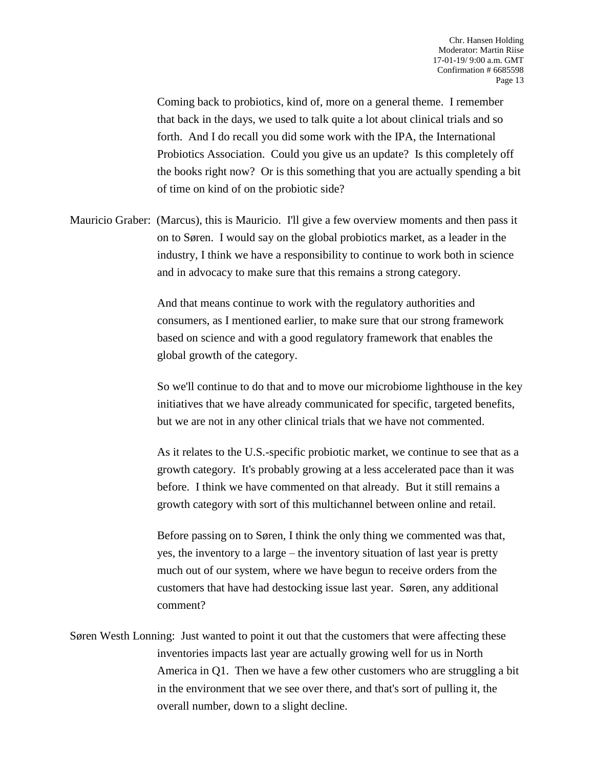Coming back to probiotics, kind of, more on a general theme. I remember that back in the days, we used to talk quite a lot about clinical trials and so forth. And I do recall you did some work with the IPA, the International Probiotics Association. Could you give us an update? Is this completely off the books right now? Or is this something that you are actually spending a bit of time on kind of on the probiotic side?

Mauricio Graber: (Marcus), this is Mauricio. I'll give a few overview moments and then pass it on to Søren. I would say on the global probiotics market, as a leader in the industry, I think we have a responsibility to continue to work both in science and in advocacy to make sure that this remains a strong category.

And that means continue to work with the regulatory authorities and consumers, as I mentioned earlier, to make sure that our strong framework based on science and with a good regulatory framework that enables the global growth of the category.

So we'll continue to do that and to move our microbiome lighthouse in the key initiatives that we have already communicated for specific, targeted benefits, but we are not in any other clinical trials that we have not commented.

As it relates to the U.S.-specific probiotic market, we continue to see that as a growth category. It's probably growing at a less accelerated pace than it was before. I think we have commented on that already. But it still remains a growth category with sort of this multichannel between online and retail.

Before passing on to Søren, I think the only thing we commented was that, yes, the inventory to a large – the inventory situation of last year is pretty much out of our system, where we have begun to receive orders from the customers that have had destocking issue last year. Søren, any additional comment?

Søren Westh Lonning: Just wanted to point it out that the customers that were affecting these inventories impacts last year are actually growing well for us in North America in Q1. Then we have a few other customers who are struggling a bit in the environment that we see over there, and that's sort of pulling it, the overall number, down to a slight decline.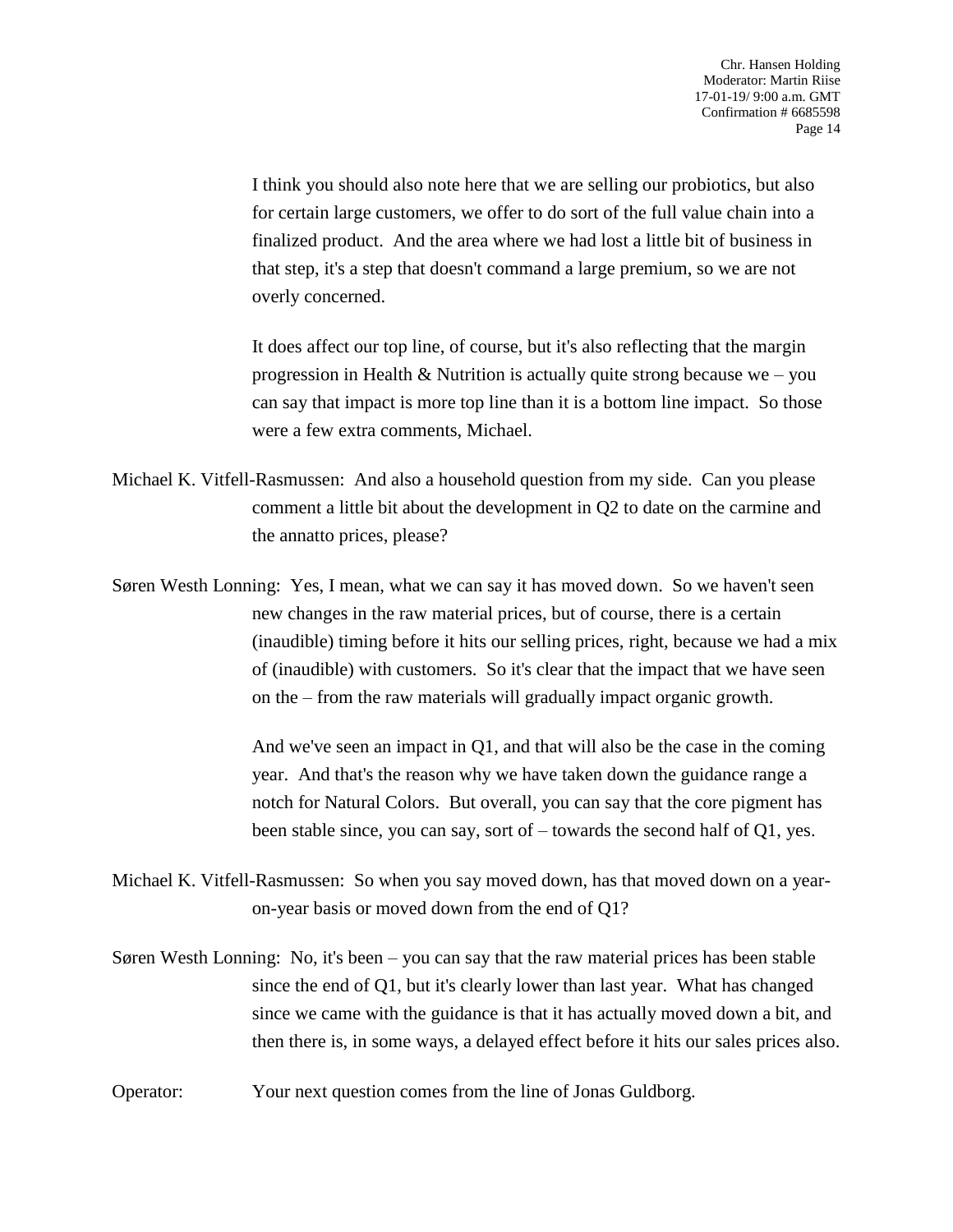I think you should also note here that we are selling our probiotics, but also for certain large customers, we offer to do sort of the full value chain into a finalized product. And the area where we had lost a little bit of business in that step, it's a step that doesn't command a large premium, so we are not overly concerned.

It does affect our top line, of course, but it's also reflecting that the margin progression in Health & Nutrition is actually quite strong because we – you can say that impact is more top line than it is a bottom line impact. So those were a few extra comments, Michael.

Michael K. Vitfell-Rasmussen: And also a household question from my side. Can you please comment a little bit about the development in Q2 to date on the carmine and the annatto prices, please?

Søren Westh Lonning: Yes, I mean, what we can say it has moved down. So we haven't seen new changes in the raw material prices, but of course, there is a certain (inaudible) timing before it hits our selling prices, right, because we had a mix of (inaudible) with customers. So it's clear that the impact that we have seen on the – from the raw materials will gradually impact organic growth.

And we've seen an impact in Q1, and that will also be the case in the coming year. And that's the reason why we have taken down the guidance range a notch for Natural Colors. But overall, you can say that the core pigment has been stable since, you can say, sort of – towards the second half of Q1, yes.

Michael K. Vitfell-Rasmussen: So when you say moved down, has that moved down on a year-on-year basis or moved down from the end of Q1?

Søren Westh Lonning: No, it's been – you can say that the raw material prices has been stable since the end of Q1, but it's clearly lower than last year. What has changed since we came with the guidance is that it has actually moved down a bit, and then there is, in some ways, a delayed effect before it hits our sales prices also.

Operator: Your next question comes from the line of Jonas Guldborg.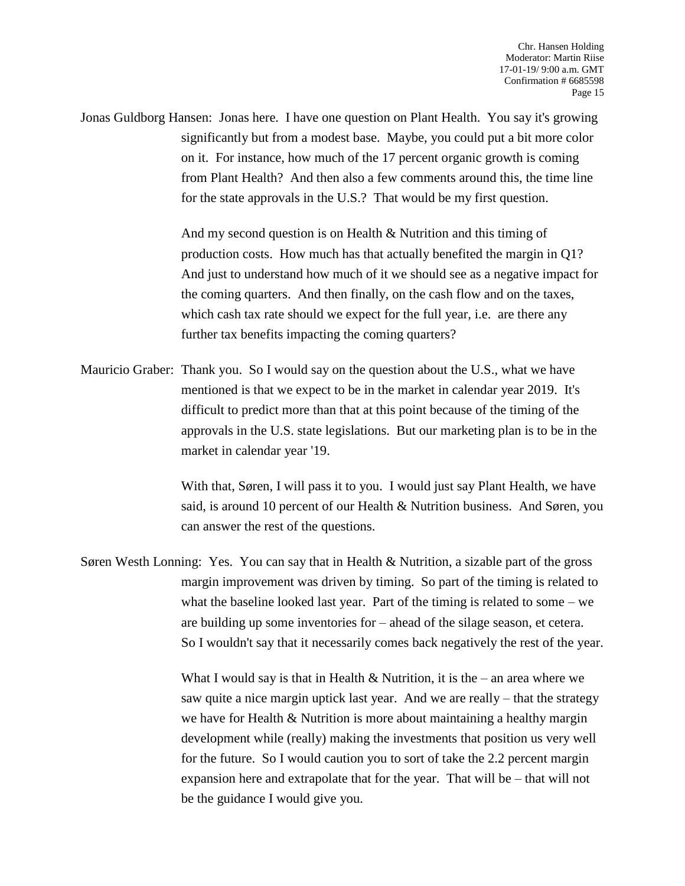Jonas Guldborg Hansen: Jonas here. I have one question on Plant Health. You say it's growing significantly but from a modest base. Maybe, you could put a bit more color on it. For instance, how much of the 17 percent organic growth is coming from Plant Health? And then also a few comments around this, the time line for the state approvals in the U.S.? That would be my first question.

And my second question is on Health & Nutrition and this timing of production costs. How much has that actually benefited the margin in Q1? And just to understand how much of it we should see as a negative impact for the coming quarters. And then finally, on the cash flow and on the taxes, which cash tax rate should we expect for the full year, i.e. are there any further tax benefits impacting the coming quarters?

Mauricio Graber: Thank you. So I would say on the question about the U.S., what we have mentioned is that we expect to be in the market in calendar year 2019. It's difficult to predict more than that at this point because of the timing of the approvals in the U.S. state legislations. But our marketing plan is to be in the market in calendar year '19.

With that, Søren, I will pass it to you. I would just say Plant Health, we have said, is around 10 percent of our Health & Nutrition business. And Søren, you can answer the rest of the questions.

Søren Westh Lonning: Yes. You can say that in Health & Nutrition, a sizable part of the gross margin improvement was driven by timing. So part of the timing is related to what the baseline looked last year. Part of the timing is related to some – we are building up some inventories for – ahead of the silage season, et cetera. So I wouldn't say that it necessarily comes back negatively the rest of the year.

What I would say is that in Health & Nutrition, it is the – an area where we saw quite a nice margin uptick last year. And we are really – that the strategy we have for Health & Nutrition is more about maintaining a healthy margin development while (really) making the investments that position us very well for the future. So I would caution you to sort of take the 2.2 percent margin expansion here and extrapolate that for the year. That will be – that will not be the guidance I would give you.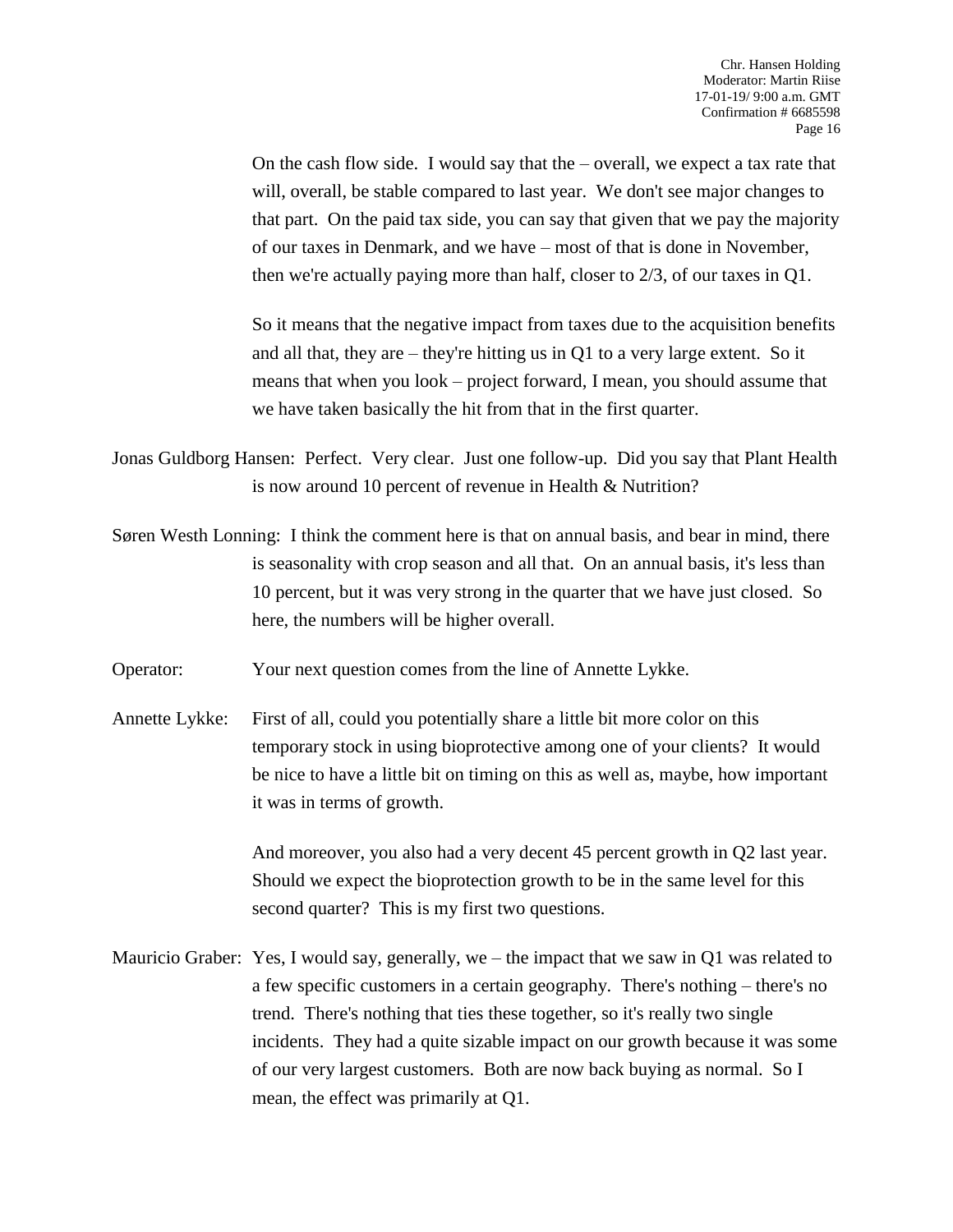On the cash flow side. I would say that the – overall, we expect a tax rate that will, overall, be stable compared to last year. We don't see major changes to that part. On the paid tax side, you can say that given that we pay the majority of our taxes in Denmark, and we have – most of that is done in November, then we're actually paying more than half, closer to 2/3, of our taxes in Q1.

So it means that the negative impact from taxes due to the acquisition benefits and all that, they are – they're hitting us in Q1 to a very large extent. So it means that when you look – project forward, I mean, you should assume that we have taken basically the hit from that in the first quarter.

Jonas Guldborg Hansen: Perfect. Very clear. Just one follow-up. Did you say that Plant Health is now around 10 percent of revenue in Health & Nutrition?

Søren Westh Lonning: I think the comment here is that on annual basis, and bear in mind, there is seasonality with crop season and all that. On an annual basis, it's less than 10 percent, but it was very strong in the quarter that we have just closed. So here, the numbers will be higher overall.

Operator: Your next question comes from the line of Annette Lykke.

Annette Lykke: First of all, could you potentially share a little bit more color on this temporary stock in using bioprotective among one of your clients? It would be nice to have a little bit on timing on this as well as, maybe, how important it was in terms of growth.

And moreover, you also had a very decent 45 percent growth in Q2 last year. Should we expect the bioprotection growth to be in the same level for this second quarter? This is my first two questions.

Mauricio Graber: Yes, I would say, generally, we – the impact that we saw in Q1 was related to a few specific customers in a certain geography. There's nothing – there's no trend. There's nothing that ties these together, so it's really two single incidents. They had a quite sizable impact on our growth because it was some of our very largest customers. Both are now back buying as normal. So I mean, the effect was primarily at Q1.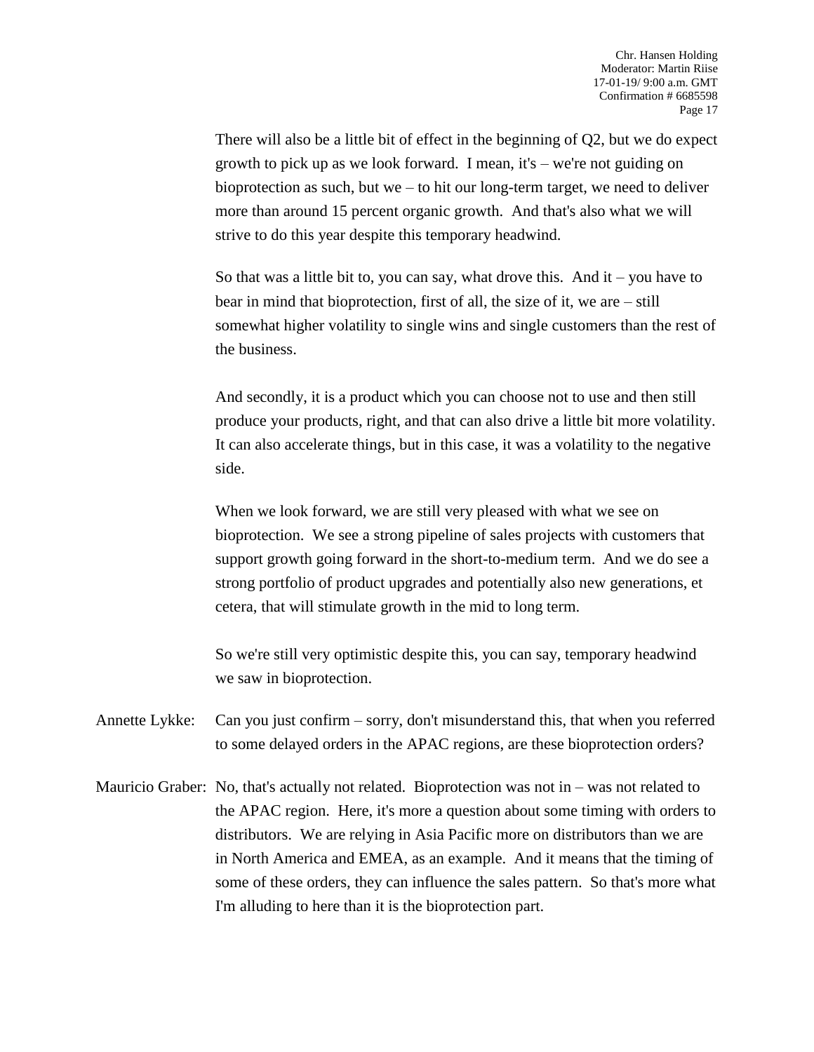There will also be a little bit of effect in the beginning of Q2, but we do expect growth to pick up as we look forward. I mean, it's – we're not guiding on bioprotection as such, but we – to hit our long-term target, we need to deliver more than around 15 percent organic growth. And that's also what we will strive to do this year despite this temporary headwind.

So that was a little bit to, you can say, what drove this. And it – you have to bear in mind that bioprotection, first of all, the size of it, we are – still somewhat higher volatility to single wins and single customers than the rest of the business.

And secondly, it is a product which you can choose not to use and then still produce your products, right, and that can also drive a little bit more volatility. It can also accelerate things, but in this case, it was a volatility to the negative side.

When we look forward, we are still very pleased with what we see on bioprotection. We see a strong pipeline of sales projects with customers that support growth going forward in the short-to-medium term. And we do see a strong portfolio of product upgrades and potentially also new generations, et cetera, that will stimulate growth in the mid to long term.

So we're still very optimistic despite this, you can say, temporary headwind we saw in bioprotection.

Annette Lykke: Can you just confirm – sorry, don't misunderstand this, that when you referred to some delayed orders in the APAC regions, are these bioprotection orders?

Mauricio Graber: No, that's actually not related. Bioprotection was not in – was not related to the APAC region. Here, it's more a question about some timing with orders to distributors. We are relying in Asia Pacific more on distributors than we are in North America and EMEA, as an example. And it means that the timing of some of these orders, they can influence the sales pattern. So that's more what I'm alluding to here than it is the bioprotection part.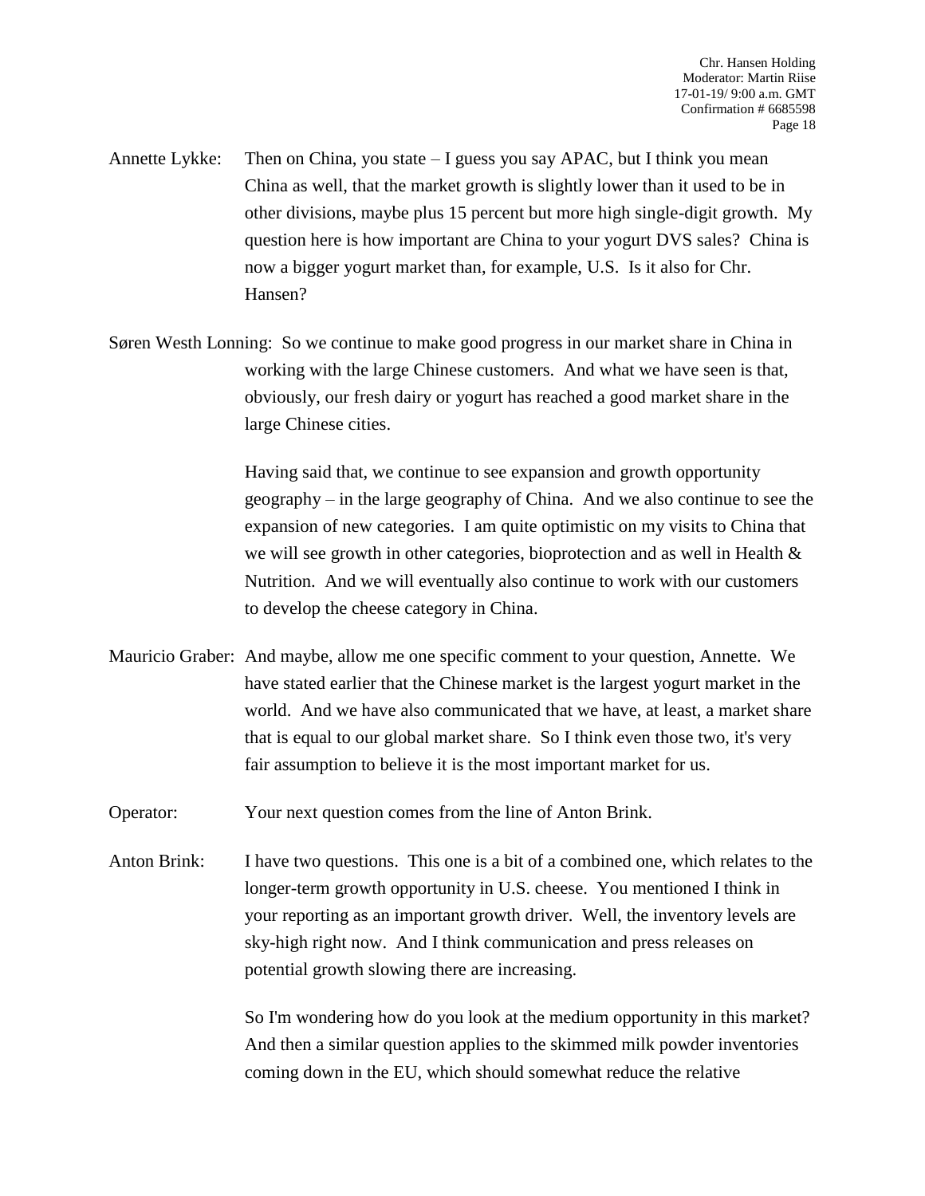Annette Lykke: Then on China, you state – I guess you say APAC, but I think you mean China as well, that the market growth is slightly lower than it used to be in other divisions, maybe plus 15 percent but more high single-digit growth. My question here is how important are China to your yogurt DVS sales? China is now a bigger yogurt market than, for example, U.S. Is it also for Chr. Hansen?

Søren Westh Lonning: So we continue to make good progress in our market share in China in working with the large Chinese customers. And what we have seen is that, obviously, our fresh dairy or yogurt has reached a good market share in the large Chinese cities.

Having said that, we continue to see expansion and growth opportunity geography – in the large geography of China. And we also continue to see the expansion of new categories. I am quite optimistic on my visits to China that we will see growth in other categories, bioprotection and as well in Health & Nutrition. And we will eventually also continue to work with our customers to develop the cheese category in China.

Mauricio Graber: And maybe, allow me one specific comment to your question, Annette. We have stated earlier that the Chinese market is the largest yogurt market in the world. And we have also communicated that we have, at least, a market share that is equal to our global market share. So I think even those two, it's very fair assumption to believe it is the most important market for us.

Operator: Your next question comes from the line of Anton Brink.

Anton Brink: I have two questions. This one is a bit of a combined one, which relates to the longer-term growth opportunity in U.S. cheese. You mentioned I think in your reporting as an important growth driver. Well, the inventory levels are sky-high right now. And I think communication and press releases on potential growth slowing there are increasing.

So I'm wondering how do you look at the medium opportunity in this market? And then a similar question applies to the skimmed milk powder inventories coming down in the EU, which should somewhat reduce the relative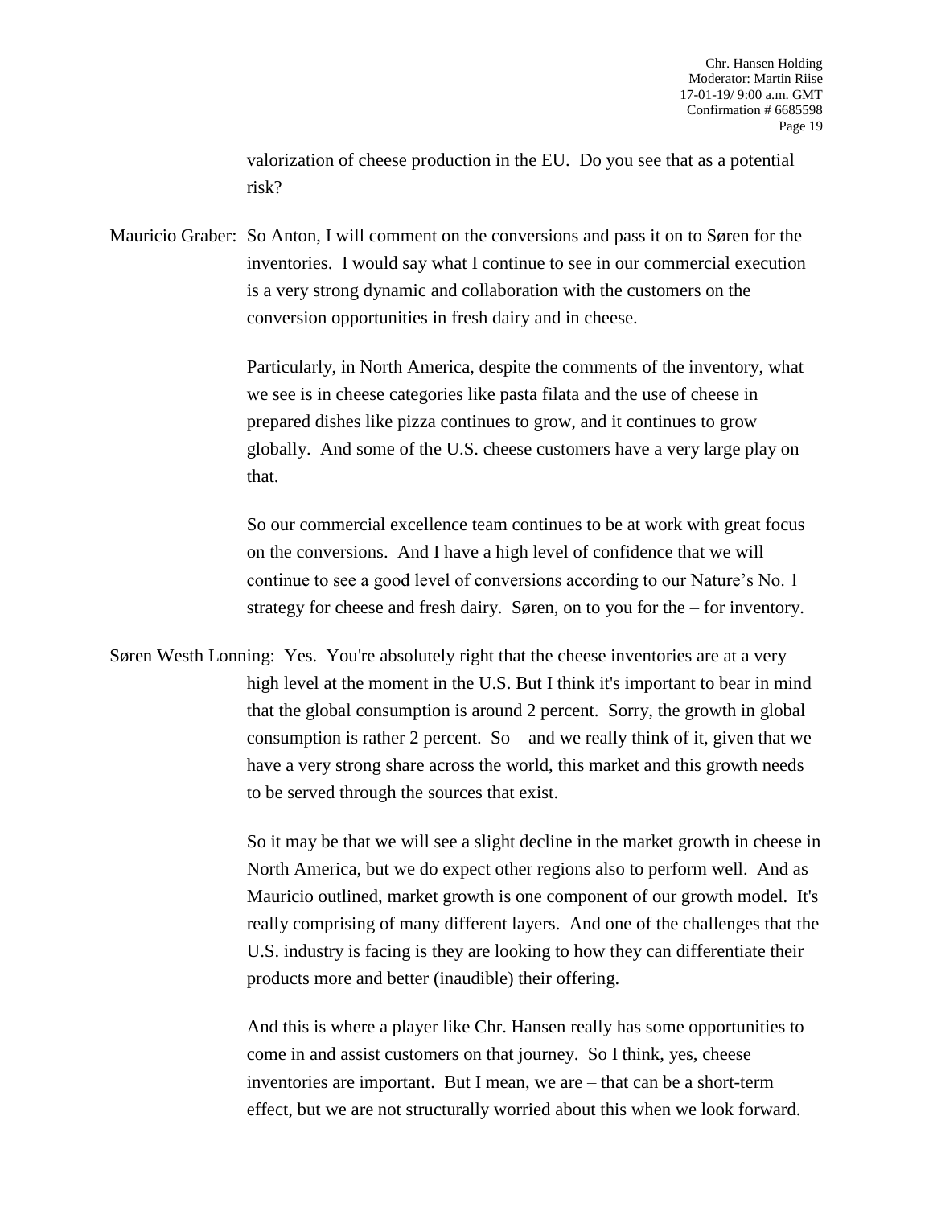valorization of cheese production in the EU. Do you see that as a potential risk?

Mauricio Graber: So Anton, I will comment on the conversions and pass it on to Søren for the inventories. I would say what I continue to see in our commercial execution is a very strong dynamic and collaboration with the customers on the conversion opportunities in fresh dairy and in cheese.

Particularly, in North America, despite the comments of the inventory, what we see is in cheese categories like pasta filata and the use of cheese in prepared dishes like pizza continues to grow, and it continues to grow globally. And some of the U.S. cheese customers have a very large play on that.

So our commercial excellence team continues to be at work with great focus on the conversions. And I have a high level of confidence that we will continue to see a good level of conversions according to our Nature's No. 1 strategy for cheese and fresh dairy. Søren, on to you for the – for inventory.

Søren Westh Lonning: Yes. You're absolutely right that the cheese inventories are at a very high level at the moment in the U.S. But I think it's important to bear in mind that the global consumption is around 2 percent. Sorry, the growth in global consumption is rather 2 percent. So – and we really think of it, given that we have a very strong share across the world, this market and this growth needs to be served through the sources that exist.

So it may be that we will see a slight decline in the market growth in cheese in North America, but we do expect other regions also to perform well. And as Mauricio outlined, market growth is one component of our growth model. It's really comprising of many different layers. And one of the challenges that the U.S. industry is facing is they are looking to how they can differentiate their products more and better (inaudible) their offering.

And this is where a player like Chr. Hansen really has some opportunities to come in and assist customers on that journey. So I think, yes, cheese inventories are important. But I mean, we are – that can be a short-term effect, but we are not structurally worried about this when we look forward.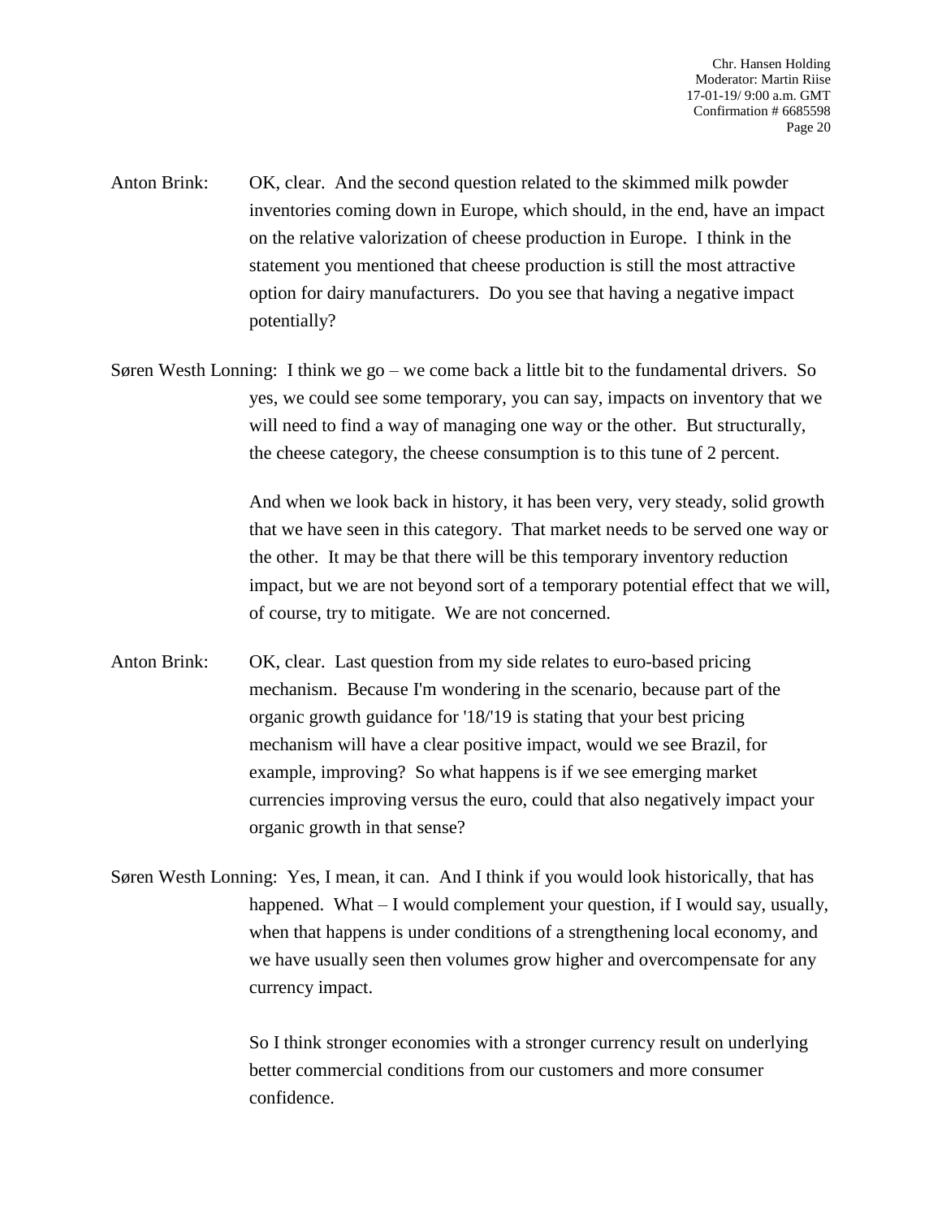Anton Brink: OK, clear. And the second question related to the skimmed milk powder inventories coming down in Europe, which should, in the end, have an impact on the relative valorization of cheese production in Europe. I think in the statement you mentioned that cheese production is still the most attractive option for dairy manufacturers. Do you see that having a negative impact potentially?

Søren Westh Lonning: I think we go – we come back a little bit to the fundamental drivers. So yes, we could see some temporary, you can say, impacts on inventory that we will need to find a way of managing one way or the other. But structurally, the cheese category, the cheese consumption is to this tune of 2 percent.

And when we look back in history, it has been very, very steady, solid growth that we have seen in this category. That market needs to be served one way or the other. It may be that there will be this temporary inventory reduction impact, but we are not beyond sort of a temporary potential effect that we will, of course, try to mitigate. We are not concerned.

Anton Brink: OK, clear. Last question from my side relates to euro-based pricing mechanism. Because I'm wondering in the scenario, because part of the organic growth guidance for '18/'19 is stating that your best pricing mechanism will have a clear positive impact, would we see Brazil, for example, improving? So what happens is if we see emerging market currencies improving versus the euro, could that also negatively impact your organic growth in that sense?

Søren Westh Lonning: Yes, I mean, it can. And I think if you would look historically, that has happened. What – I would complement your question, if I would say, usually, when that happens is under conditions of a strengthening local economy, and we have usually seen then volumes grow higher and overcompensate for any currency impact.

So I think stronger economies with a stronger currency result on underlying better commercial conditions from our customers and more consumer confidence.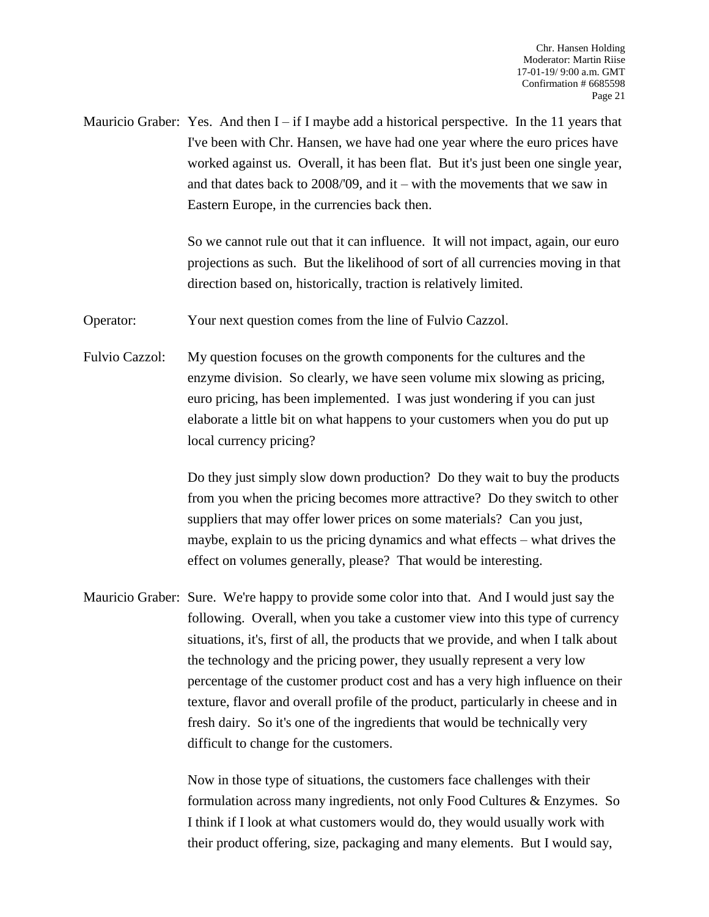Mauricio Graber: Yes. And then I – if I maybe add a historical perspective. In the 11 years that I've been with Chr. Hansen, we have had one year where the euro prices have worked against us. Overall, it has been flat. But it's just been one single year, and that dates back to 2008/'09, and it – with the movements that we saw in Eastern Europe, in the currencies back then.

So we cannot rule out that it can influence. It will not impact, again, our euro projections as such. But the likelihood of sort of all currencies moving in that direction based on, historically, traction is relatively limited.

Operator: Your next question comes from the line of Fulvio Cazzol.

Fulvio Cazzol: My question focuses on the growth components for the cultures and the enzyme division. So clearly, we have seen volume mix slowing as pricing, euro pricing, has been implemented. I was just wondering if you can just elaborate a little bit on what happens to your customers when you do put up local currency pricing?

Do they just simply slow down production? Do they wait to buy the products from you when the pricing becomes more attractive? Do they switch to other suppliers that may offer lower prices on some materials? Can you just, maybe, explain to us the pricing dynamics and what effects – what drives the effect on volumes generally, please? That would be interesting.

Mauricio Graber: Sure. We're happy to provide some color into that. And I would just say the following. Overall, when you take a customer view into this type of currency situations, it's, first of all, the products that we provide, and when I talk about the technology and the pricing power, they usually represent a very low percentage of the customer product cost and has a very high influence on their texture, flavor and overall profile of the product, particularly in cheese and in fresh dairy. So it's one of the ingredients that would be technically very difficult to change for the customers.

Now in those type of situations, the customers face challenges with their formulation across many ingredients, not only Food Cultures & Enzymes. So I think if I look at what customers would do, they would usually work with their product offering, size, packaging and many elements. But I would say,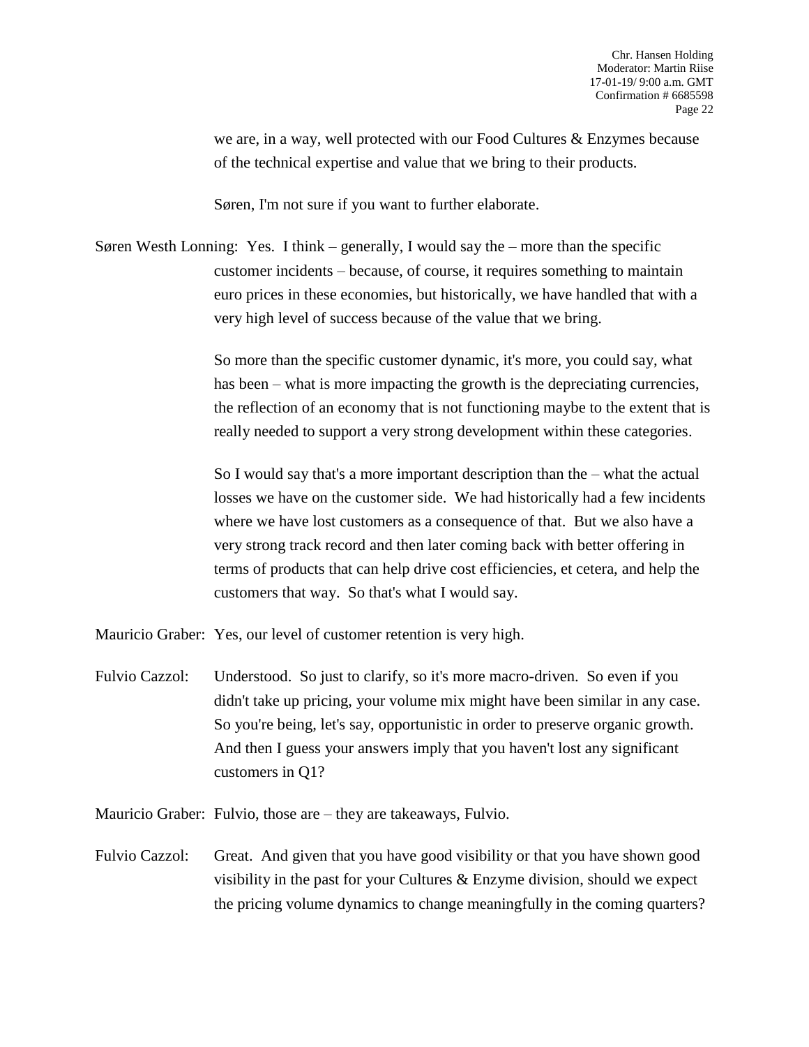we are, in a way, well protected with our Food Cultures & Enzymes because of the technical expertise and value that we bring to their products.

Søren, I'm not sure if you want to further elaborate.

Søren Westh Lonning: Yes. I think – generally, I would say the – more than the specific customer incidents – because, of course, it requires something to maintain euro prices in these economies, but historically, we have handled that with a very high level of success because of the value that we bring.

So more than the specific customer dynamic, it's more, you could say, what has been – what is more impacting the growth is the depreciating currencies, the reflection of an economy that is not functioning maybe to the extent that is really needed to support a very strong development within these categories.

So I would say that's a more important description than the – what the actual losses we have on the customer side. We had historically had a few incidents where we have lost customers as a consequence of that. But we also have a very strong track record and then later coming back with better offering in terms of products that can help drive cost efficiencies, et cetera, and help the customers that way. So that's what I would say.

Mauricio Graber: Yes, our level of customer retention is very high.

Fulvio Cazzol: Understood. So just to clarify, so it's more macro-driven. So even if you didn't take up pricing, your volume mix might have been similar in any case. So you're being, let's say, opportunistic in order to preserve organic growth. And then I guess your answers imply that you haven't lost any significant customers in Q1?

Mauricio Graber: Fulvio, those are – they are takeaways, Fulvio.

Fulvio Cazzol: Great. And given that you have good visibility or that you have shown good visibility in the past for your Cultures & Enzyme division, should we expect the pricing volume dynamics to change meaningfully in the coming quarters?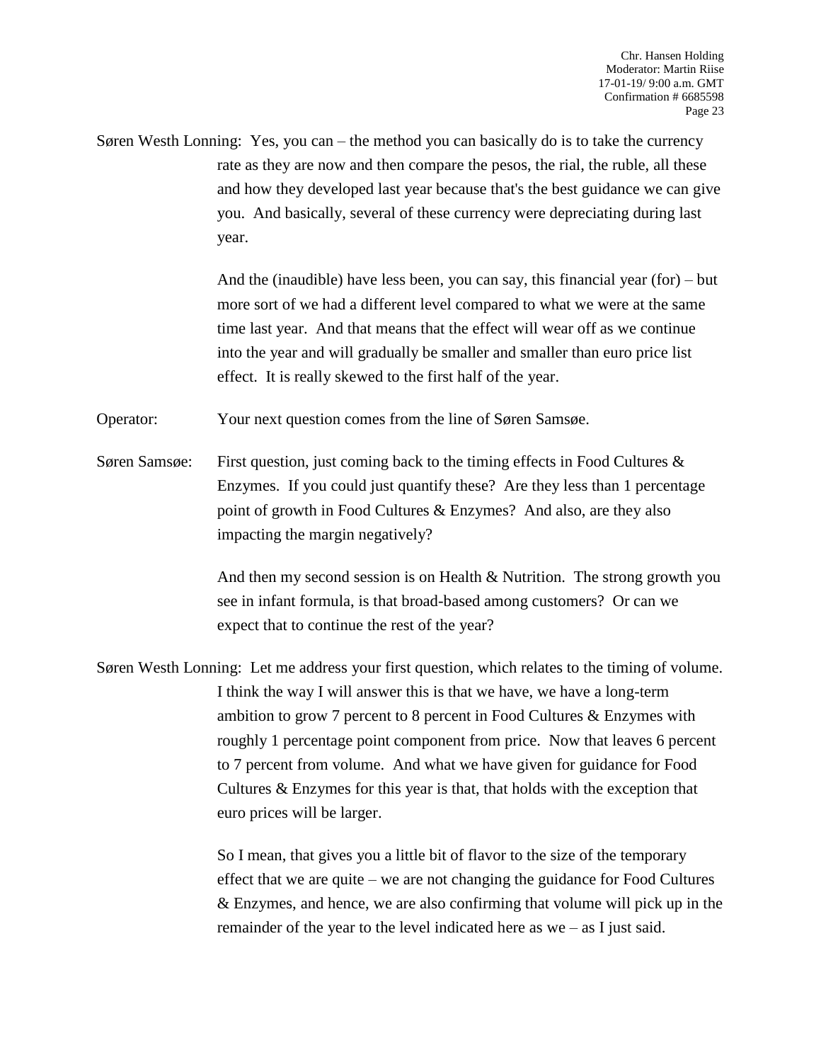Søren Westh Lonning: Yes, you can – the method you can basically do is to take the currency rate as they are now and then compare the pesos, the rial, the ruble, all these and how they developed last year because that's the best guidance we can give you. And basically, several of these currency were depreciating during last year.

And the (inaudible) have less been, you can say, this financial year (for) – but more sort of we had a different level compared to what we were at the same time last year. And that means that the effect will wear off as we continue into the year and will gradually be smaller and smaller than euro price list effect. It is really skewed to the first half of the year.

Operator: Your next question comes from the line of Søren Samsøe.

Søren Samsøe: First question, just coming back to the timing effects in Food Cultures & Enzymes. If you could just quantify these? Are they less than 1 percentage point of growth in Food Cultures & Enzymes? And also, are they also impacting the margin negatively?

And then my second session is on Health & Nutrition. The strong growth you see in infant formula, is that broad-based among customers? Or can we expect that to continue the rest of the year?

Søren Westh Lonning: Let me address your first question, which relates to the timing of volume. I think the way I will answer this is that we have, we have a long-term ambition to grow 7 percent to 8 percent in Food Cultures & Enzymes with roughly 1 percentage point component from price. Now that leaves 6 percent to 7 percent from volume. And what we have given for guidance for Food Cultures & Enzymes for this year is that, that holds with the exception that euro prices will be larger.

So I mean, that gives you a little bit of flavor to the size of the temporary effect that we are quite – we are not changing the guidance for Food Cultures & Enzymes, and hence, we are also confirming that volume will pick up in the remainder of the year to the level indicated here as we – as I just said.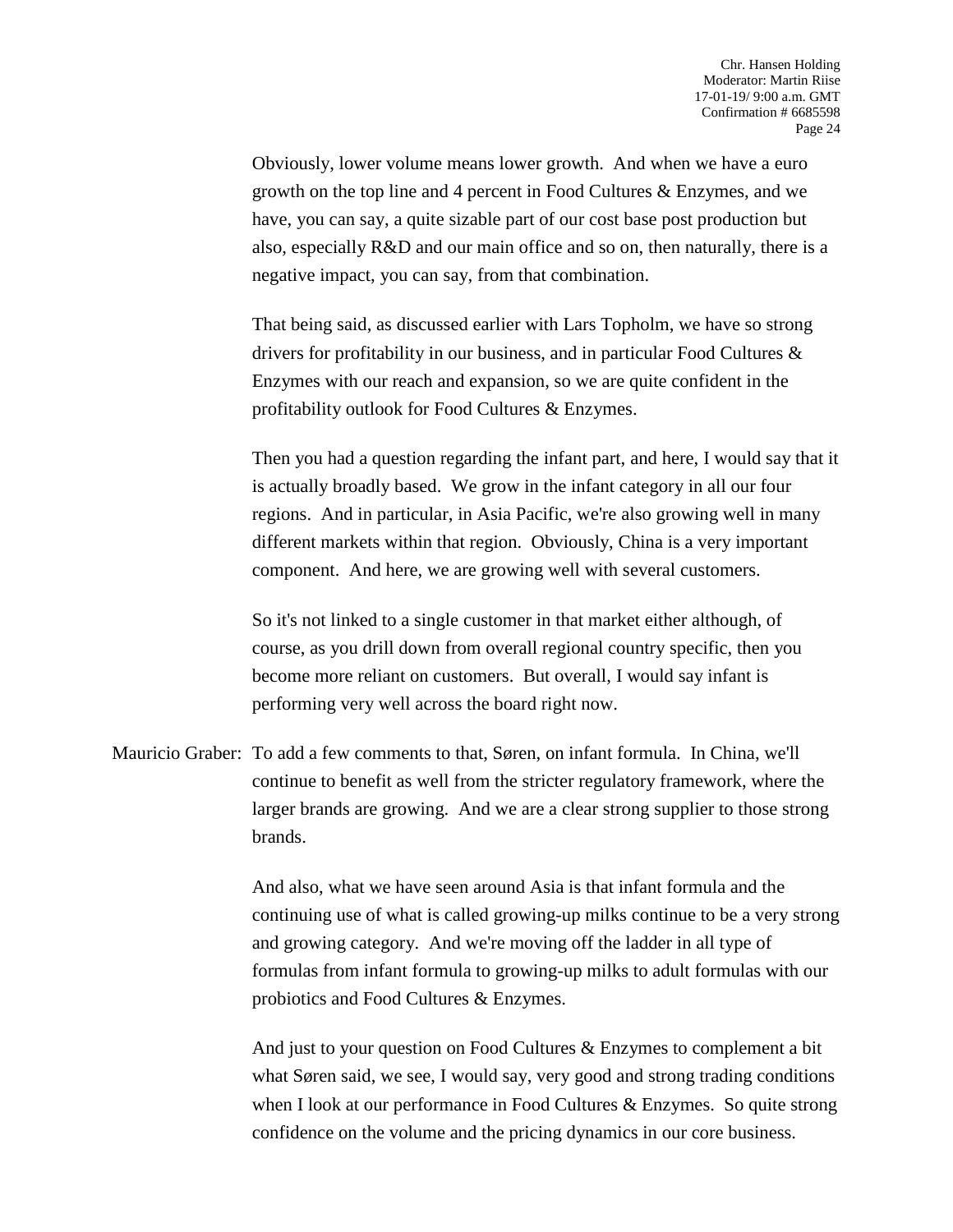Obviously, lower volume means lower growth. And when we have a euro growth on the top line and 4 percent in Food Cultures & Enzymes, and we have, you can say, a quite sizable part of our cost base post production but also, especially R&D and our main office and so on, then naturally, there is a negative impact, you can say, from that combination.

That being said, as discussed earlier with Lars Topholm, we have so strong drivers for profitability in our business, and in particular Food Cultures & Enzymes with our reach and expansion, so we are quite confident in the profitability outlook for Food Cultures & Enzymes.

Then you had a question regarding the infant part, and here, I would say that it is actually broadly based. We grow in the infant category in all our four regions. And in particular, in Asia Pacific, we're also growing well in many different markets within that region. Obviously, China is a very important component. And here, we are growing well with several customers.

So it's not linked to a single customer in that market either although, of course, as you drill down from overall regional country specific, then you become more reliant on customers. But overall, I would say infant is performing very well across the board right now.

Mauricio Graber: To add a few comments to that, Søren, on infant formula. In China, we'll continue to benefit as well from the stricter regulatory framework, where the larger brands are growing. And we are a clear strong supplier to those strong brands.

And also, what we have seen around Asia is that infant formula and the continuing use of what is called growing-up milks continue to be a very strong and growing category. And we're moving off the ladder in all type of formulas from infant formula to growing-up milks to adult formulas with our probiotics and Food Cultures & Enzymes.

And just to your question on Food Cultures & Enzymes to complement a bit what Søren said, we see, I would say, very good and strong trading conditions when I look at our performance in Food Cultures & Enzymes. So quite strong confidence on the volume and the pricing dynamics in our core business.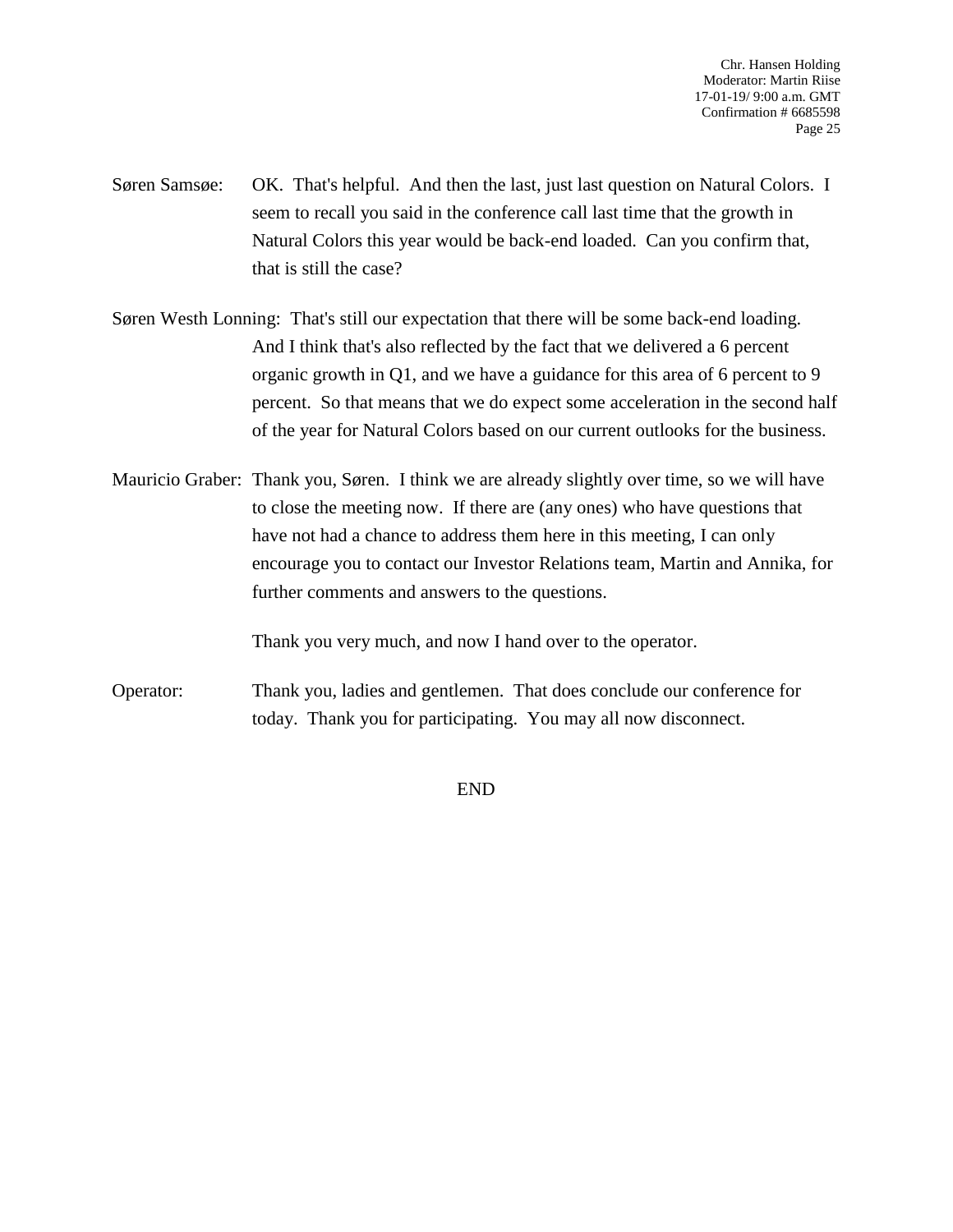Søren Samsøe: OK. That's helpful. And then the last, just last question on Natural Colors. I seem to recall you said in the conference call last time that the growth in Natural Colors this year would be back-end loaded. Can you confirm that, that is still the case?

Søren Westh Lonning: That's still our expectation that there will be some back-end loading. And I think that's also reflected by the fact that we delivered a 6 percent organic growth in Q1, and we have a guidance for this area of 6 percent to 9 percent. So that means that we do expect some acceleration in the second half of the year for Natural Colors based on our current outlooks for the business.

Mauricio Graber: Thank you, Søren. I think we are already slightly over time, so we will have to close the meeting now. If there are (any ones) who have questions that have not had a chance to address them here in this meeting, I can only encourage you to contact our Investor Relations team, Martin and Annika, for further comments and answers to the questions.

Thank you very much, and now I hand over to the operator.

Operator: Thank you, ladies and gentlemen. That does conclude our conference for today. Thank you for participating. You may all now disconnect.

END